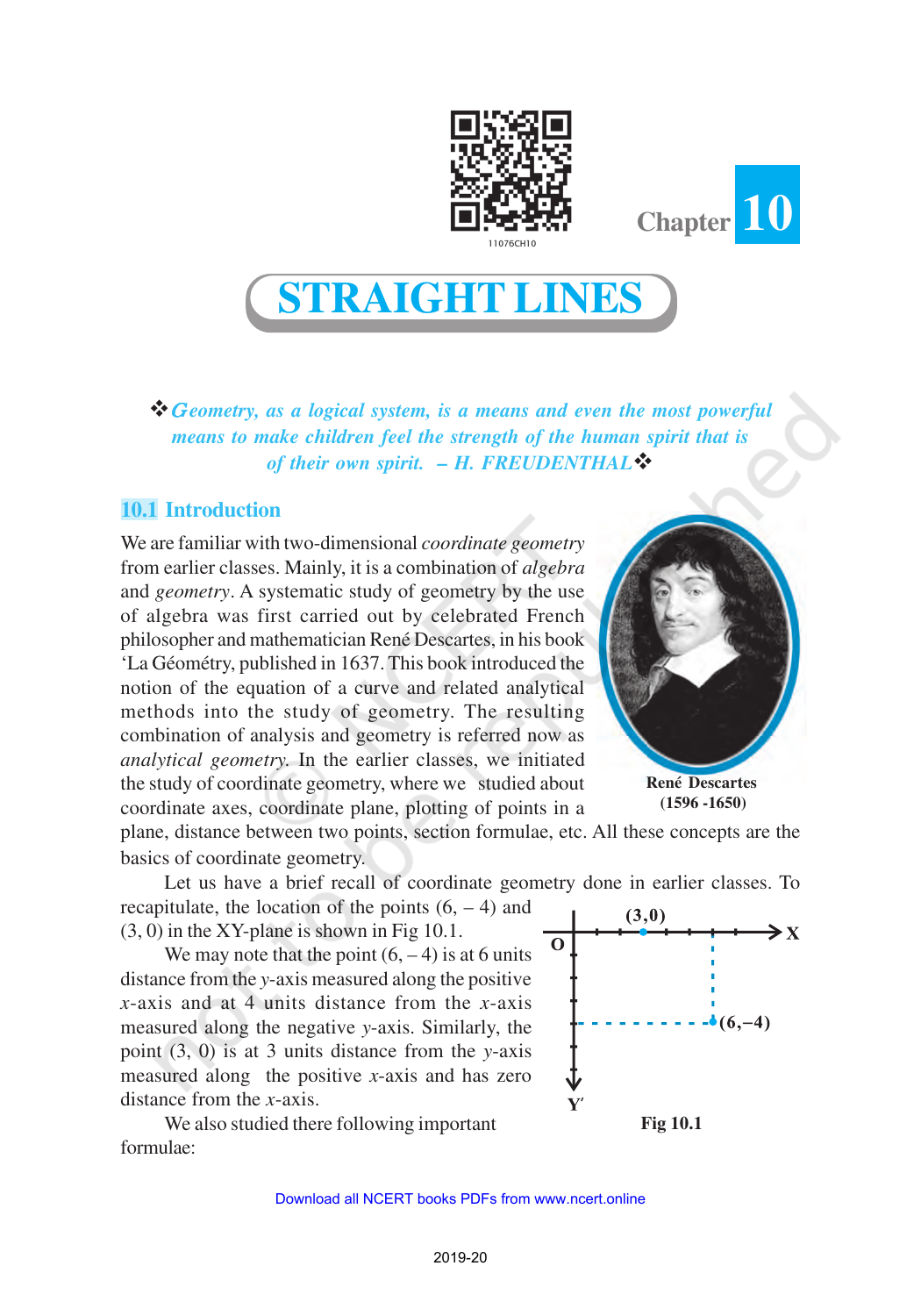Chapter 10

# STRAIGHT LINES

*❖ Geometry, as a logical system, is a means and even the most powerful means to make children feel the strength of the human spirit that is of their own spirit. – H. FREUDENTHAL ❖*

## 10.1 Introduction

We are familiar with two-dimensional *coordinate geometry* from earlier classes. Mainly, it is a combination of *algebra* and *geometry*. A systematic study of geometry by the use of algebra was first carried out by celebrated French philosopher and mathematician René Descartes, in his book 'La Géométry, published in 1637. This book introduced the notion of the equation of a curve and related analytical methods into the study of geometry. The resulting combination of analysis and geometry is referred now as *analytical geometry*. In the earlier classes, we initiated the study of coordinate geometry, where we studied about coordinate axes, coordinate plane, plotting of points in a plane, distance between two points, section formulae, etc. All these concepts are the basics of coordinate geometry.

René Descartes
(1596 -1650)

Let us have a brief recall of coordinate geometry done in earlier classes. To recapitulate, the location of the points $(6, -4)$ and $(3, 0)$ in the XY-plane is shown in Fig 10.1.

We may note that the point $(6, -4)$ is at 6 units distance from the $y$-axis measured along the positive $x$-axis and at 4 units distance from the $x$-axis measured along the negative $y$-axis. Similarly, the point $(3, 0)$ is at 3 units distance from the $y$-axis measured along the positive $x$-axis and has zero distance from the $x$-axis.

Fig 10.1

We also studied there following important formulae: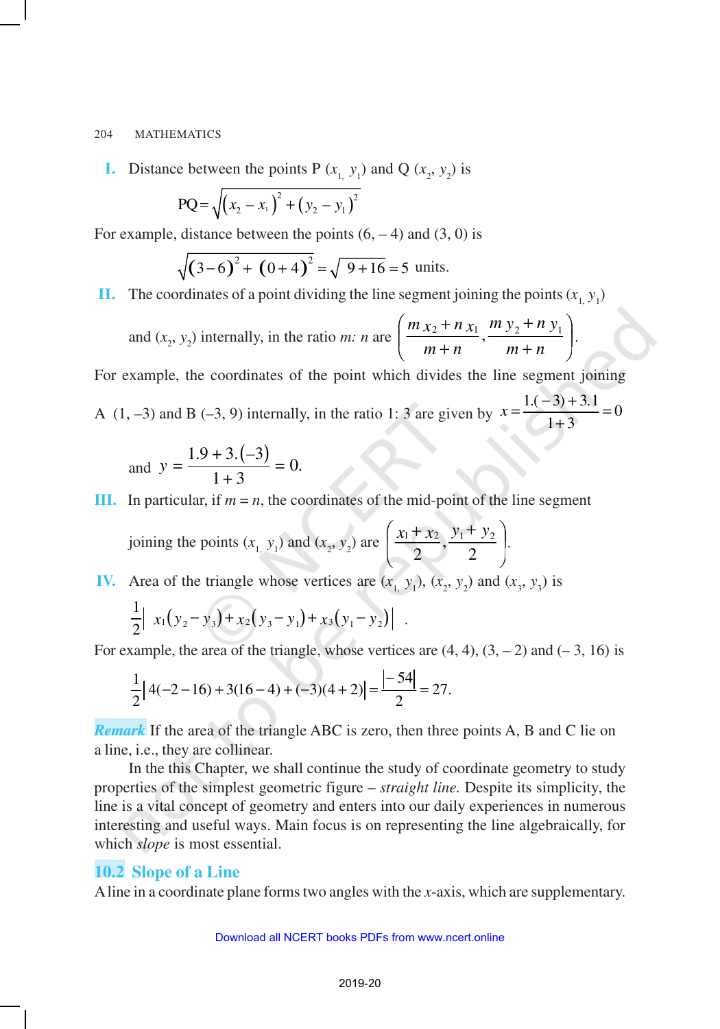**I.** Distance between the points P $(x_1, y_1)$ and Q $(x_2, y_2)$ is

$$PQ = \sqrt{(x_2 - x_1)^2 + (y_2 - y_1)^2}$$

For example, distance between the points (6, – 4) and (3, 0) is

$$\sqrt{(3-6)^2 + (0+4)^2} = \sqrt{9+16} = 5 \text{ units.}$$

**II.** The coordinates of a point dividing the line segment joining the points $(x_1, y_1)$ and $(x_2, y_2)$ internally, in the ratio $m: n$ are $\left(\dfrac{m\,x_2 + n\,x_1}{m+n}, \dfrac{m\,y_2 + n\,y_1}{m+n}\right)$.

For example, the coordinates of the point which divides the line segment joining A (1, –3) and B (–3, 9) internally, in the ratio 1: 3 are given by $x = \dfrac{1.(-3)+3.1}{1+3} = 0$

and $y = \dfrac{1.9 + 3.(-3)}{1+3} = 0.$

**III.** In particular, if $m = n$, the coordinates of the mid-point of the line segment joining the points $(x_1, y_1)$ and $(x_2, y_2)$ are $\left(\dfrac{x_1 + x_2}{2}, \dfrac{y_1 + y_2}{2}\right)$.

**IV.** Area of the triangle whose vertices are $(x_1, y_1)$, $(x_2, y_2)$ and $(x_3, y_3)$ is

$$\frac{1}{2}\left| x_1(y_2 - y_3) + x_2(y_3 - y_1) + x_3(y_1 - y_2) \right| .$$

For example, the area of the triangle, whose vertices are (4, 4), (3, – 2) and (– 3, 16) is

$$\frac{1}{2}\left|4(-2-16) + 3(16-4) + (-3)(4+2)\right| = \frac{|-54|}{2} = 27.$$

***Remark*** If the area of the triangle ABC is zero, then three points A, B and C lie on a line, i.e., they are collinear.

In the this Chapter, we shall continue the study of coordinate geometry to study properties of the simplest geometric figure – *straight line*. Despite its simplicity, the line is a vital concept of geometry and enters into our daily experiences in numerous interesting and useful ways. Main focus is on representing the line algebraically, for which *slope* is most essential.

## 10.2 Slope of a Line

A line in a coordinate plane forms two angles with the $x$-axis, which are supplementary.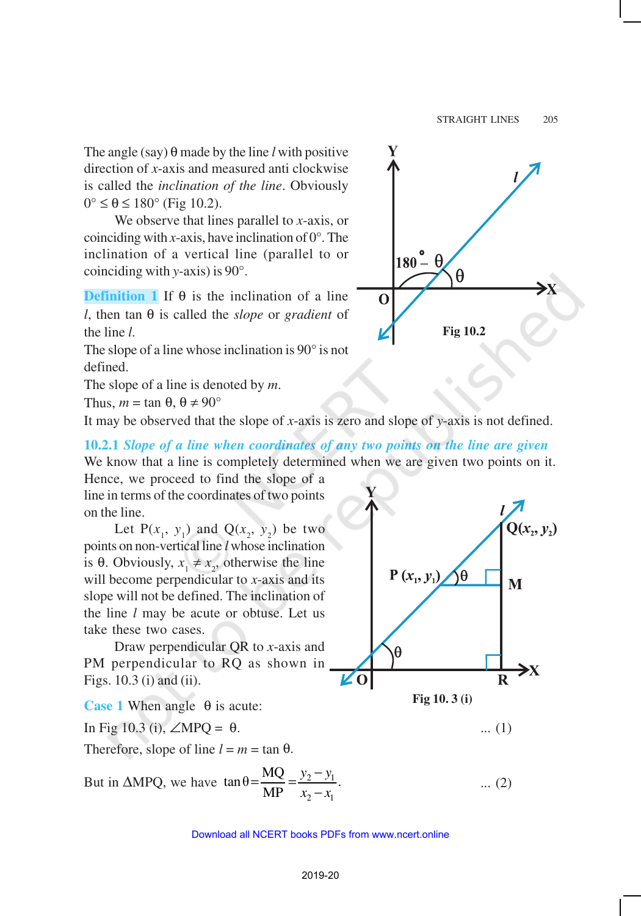The angle (say) θ made by the line $l$ with positive direction of $x$-axis and measured anti clockwise is called the *inclination of the line*. Obviously $0° \leq \theta \leq 180°$ (Fig 10.2).

We observe that lines parallel to $x$-axis, or coinciding with $x$-axis, have inclination of 0°. The inclination of a vertical line (parallel to or coinciding with $y$-axis) is 90°.

Fig 10.2

**Definition 1** If θ is the inclination of a line $l$, then tan θ is called the *slope* or *gradient* of the line $l$.

The slope of a line whose inclination is 90° is not defined.

The slope of a line is denoted by $m$.

Thus, $m = \tan \theta$, $\theta \neq 90°$

It may be observed that the slope of $x$-axis is zero and slope of $y$-axis is not defined.

### 10.2.1 *Slope of a line when coordinates of any two points on the line are given*

We know that a line is completely determined when we are given two points on it. Hence, we proceed to find the slope of a line in terms of the coordinates of two points on the line.

Let $P(x_1, y_1)$ and $Q(x_2, y_2)$ be two points on non-vertical line $l$ whose inclination is θ. Obviously, $x_1 \neq x_2$, otherwise the line will become perpendicular to $x$-axis and its slope will not be defined. The inclination of the line $l$ may be acute or obtuse. Let us take these two cases.

Draw perpendicular QR to $x$-axis and PM perpendicular to RQ as shown in Figs. 10.3 (i) and (ii).

Fig 10. 3 (i)

**Case 1** When angle θ is acute:

In Fig 10.3 (i), $\angle MPQ = \theta$. ... (1)

Therefore, slope of line $l = m = \tan \theta$.

But in ΔMPQ, we have $\tan\theta = \dfrac{MQ}{MP} = \dfrac{y_2 - y_1}{x_2 - x_1}$. ... (2)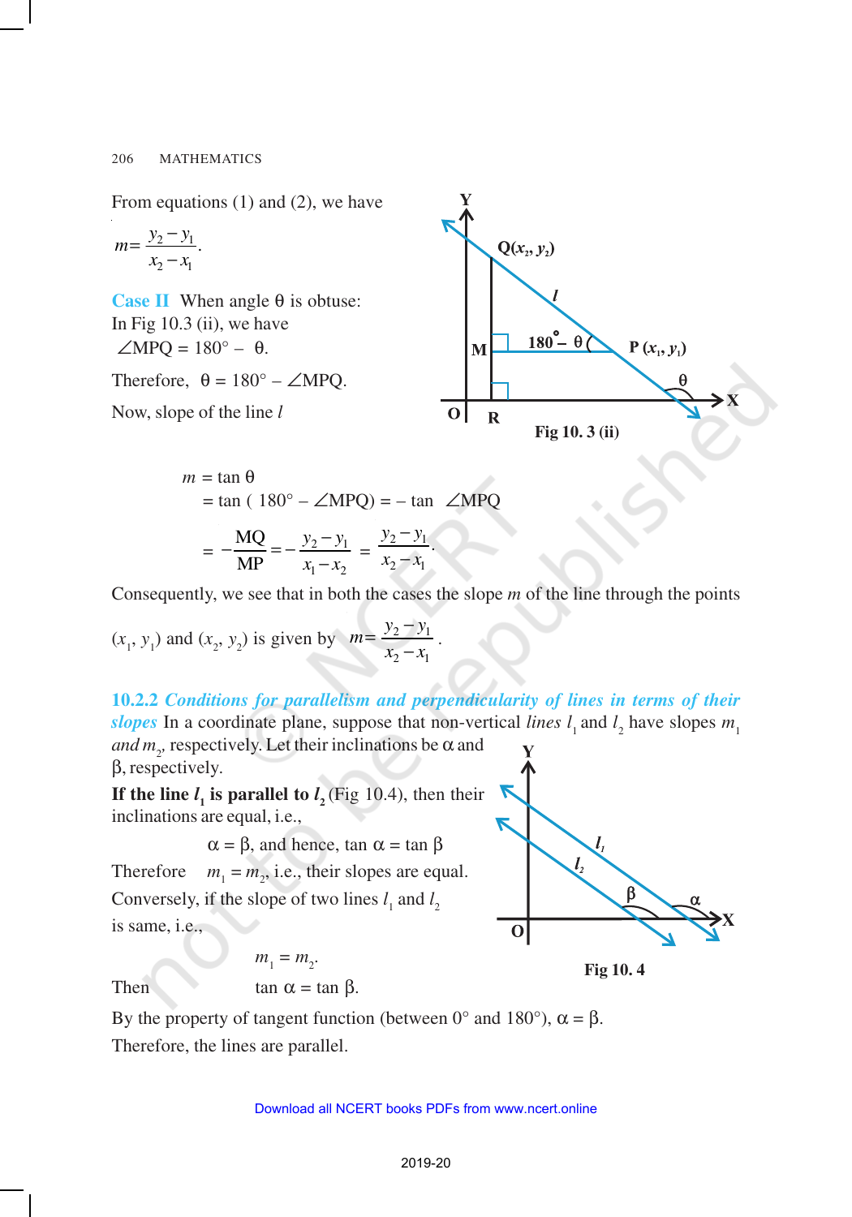From equations (1) and (2), we have

$$m = \frac{y_2 - y_1}{x_2 - x_1}.$$

**Case II** When angle θ is obtuse:
In Fig 10.3 (ii), we have
$\angle$MPQ = 180° – θ.

Therefore, θ = 180° – $\angle$MPQ.

Now, slope of the line $l$

Fig 10. 3 (ii)

$$m = \tan \theta$$
$$= \tan(180° - \angle MPQ) = -\tan \angle MPQ$$
$$= -\frac{MQ}{MP} = -\frac{y_2 - y_1}{x_1 - x_2} = \frac{y_2 - y_1}{x_2 - x_1}.$$

Consequently, we see that in both the cases the slope $m$ of the line through the points $(x_1, y_1)$ and $(x_2, y_2)$ is given by $m = \frac{y_2 - y_1}{x_2 - x_1}$.

### 10.2.2 *Conditions for parallelism and perpendicularity of lines in terms of their slopes*

In a coordinate plane, suppose that non-vertical *lines* $l_1$ and $l_2$ have slopes $m_1$ *and* $m_2$, respectively. Let their inclinations be α and β, respectively.

**If the line $l_1$ is parallel to $l_2$** (Fig 10.4), then their inclinations are equal, i.e.,

$$\alpha = \beta, \text{ and hence, } \tan \alpha = \tan \beta$$

Therefore $m_1 = m_2$, i.e., their slopes are equal.

Conversely, if the slope of two lines $l_1$ and $l_2$ is same, i.e.,

$$m_1 = m_2.$$

Then $\tan \alpha = \tan \beta$.

Fig 10. 4

By the property of tangent function (between 0° and 180°), α = β.

Therefore, the lines are parallel.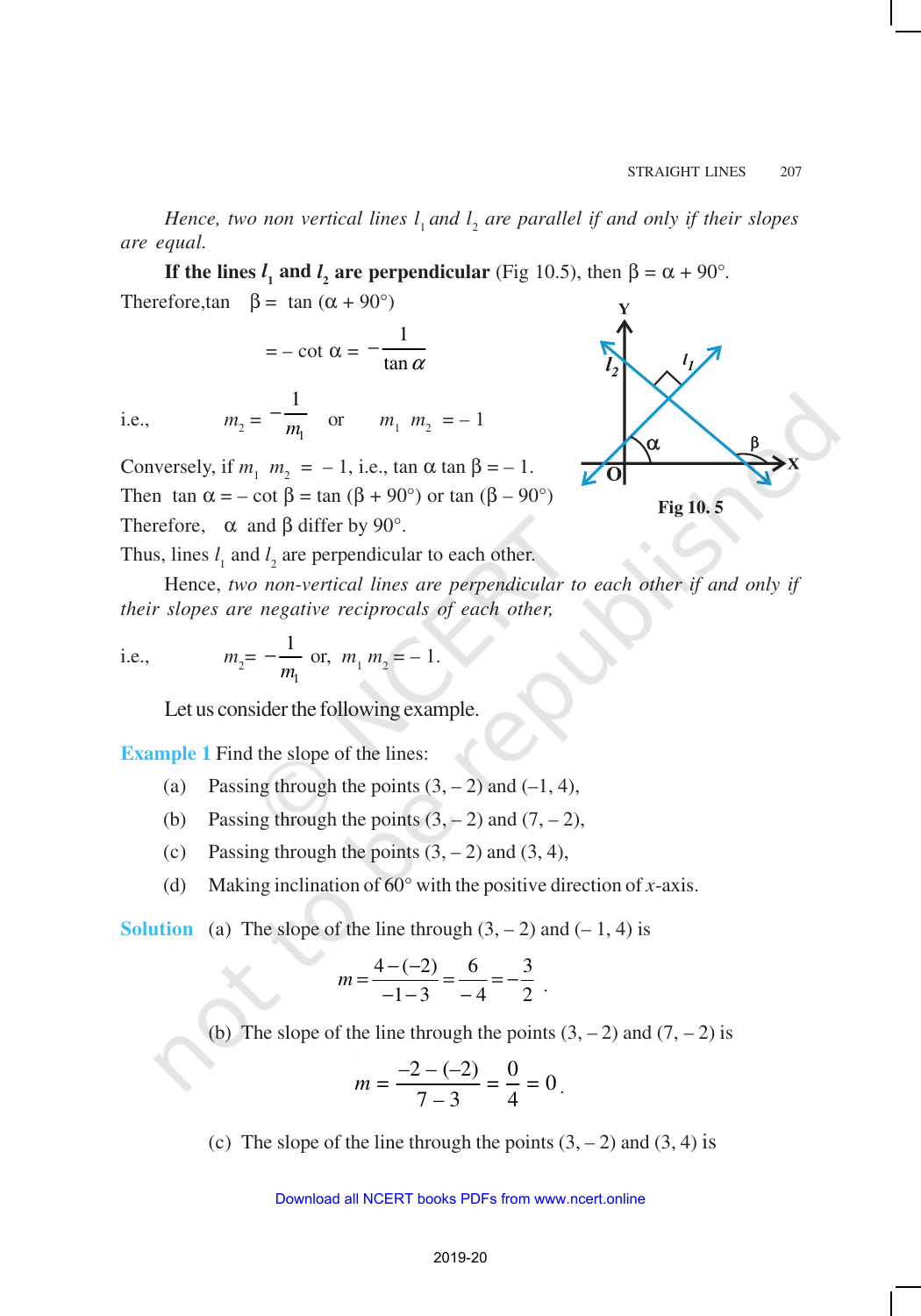*Hence, two non vertical lines $l_1$ and $l_2$ are parallel if and only if their slopes are equal.*

**If the lines $l_1$ and $l_2$ are perpendicular** (Fig 10.5), then $\beta = \alpha + 90°$.

Therefore, $\tan \beta = \tan (\alpha + 90°)$

$$= -\cot \alpha = -\frac{1}{\tan \alpha}$$

i.e., $\quad m_2 = -\frac{1}{m_1} \quad$ or $\quad m_1 \, m_2 = -1$

Conversely, if $m_1 \, m_2 = -1$, i.e., $\tan \alpha \tan \beta = -1$.

Then $\tan \alpha = -\cot \beta = \tan (\beta + 90°)$ or $\tan (\beta - 90°)$

Therefore, $\alpha$ and $\beta$ differ by $90°$.

Thus, lines $l_1$ and $l_2$ are perpendicular to each other.

Fig 10. 5

Hence, *two non-vertical lines are perpendicular to each other if and only if their slopes are negative reciprocals of each other,*

i.e., $\quad m_2 = -\frac{1}{m_1}$ or, $m_1 \, m_2 = -1$.

Let us consider the following example.

**Example 1** Find the slope of the lines:

(a) Passing through the points $(3, -2)$ and $(-1, 4)$,

(b) Passing through the points $(3, -2)$ and $(7, -2)$,

(c) Passing through the points $(3, -2)$ and $(3, 4)$,

(d) Making inclination of $60°$ with the positive direction of $x$-axis.

**Solution** (a) The slope of the line through $(3, -2)$ and $(-1, 4)$ is

$$m = \frac{4-(-2)}{-1-3} = \frac{6}{-4} = -\frac{3}{2}.$$

(b) The slope of the line through the points $(3, -2)$ and $(7, -2)$ is

$$m = \frac{-2-(-2)}{7-3} = \frac{0}{4} = 0.$$

(c) The slope of the line through the points $(3, -2)$ and $(3, 4)$ is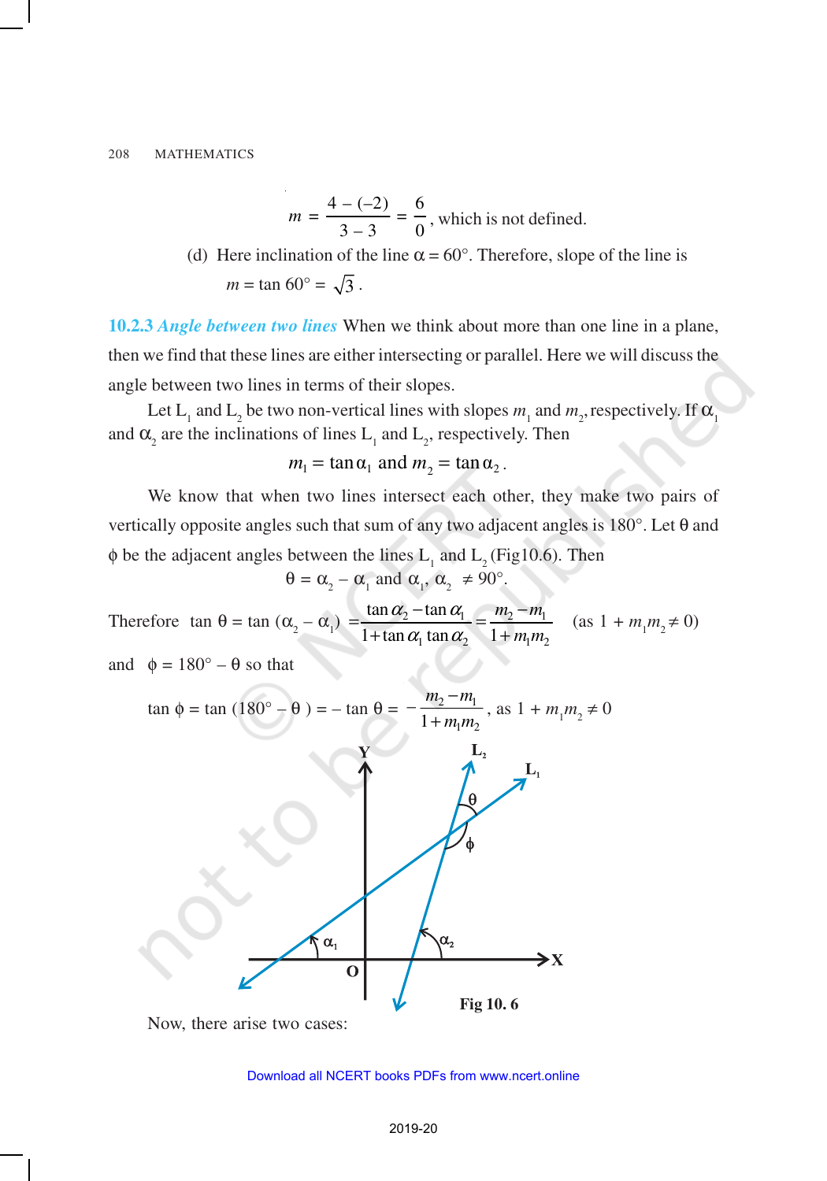$$m = \frac{4-(-2)}{3-3} = \frac{6}{0}, \text{ which is not defined.}$$

(d) Here inclination of the line $\alpha = 60°$. Therefore, slope of the line is

$m = \tan 60° = \sqrt{3}$ .

**10.2.3** ***Angle between two lines*** When we think about more than one line in a plane, then we find that these lines are either intersecting or parallel. Here we will discuss the angle between two lines in terms of their slopes.

Let $L_1$ and $L_2$ be two non-vertical lines with slopes $m_1$ and $m_2$, respectively. If $\alpha_1$ and $\alpha_2$ are the inclinations of lines $L_1$ and $L_2$, respectively. Then

$$m_1 = \tan\alpha_1 \text{ and } m_2 = \tan\alpha_2 .$$

We know that when two lines intersect each other, they make two pairs of vertically opposite angles such that sum of any two adjacent angles is 180°. Let $\theta$ and $\phi$ be the adjacent angles between the lines $L_1$ and $L_2$ (Fig10.6). Then

$$\theta = \alpha_2 - \alpha_1 \text{ and } \alpha_1, \alpha_2 \neq 90°.$$

Therefore $\tan\theta = \tan(\alpha_2 - \alpha_1) = \dfrac{\tan\alpha_2 - \tan\alpha_1}{1+\tan\alpha_1\tan\alpha_2} = \dfrac{m_2 - m_1}{1+m_1m_2}$ (as $1 + m_1m_2 \neq 0$)

and $\phi = 180° - \theta$ so that

$$\tan\phi = \tan(180° - \theta) = -\tan\theta = -\frac{m_2 - m_1}{1+m_1m_2}, \text{ as } 1 + m_1m_2 \neq 0$$

Fig 10. 6

Now, there arise two cases: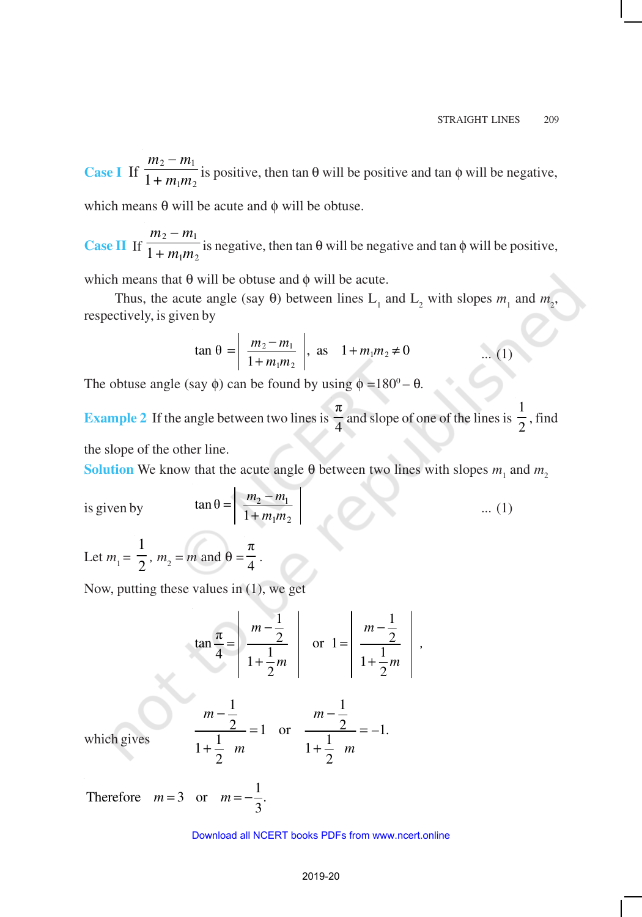**Case I** If $\frac{m_2 - m_1}{1 + m_1 m_2}$ is positive, then $\tan\theta$ will be positive and $\tan\phi$ will be negative, which means $\theta$ will be acute and $\phi$ will be obtuse.

**Case II** If $\frac{m_2 - m_1}{1 + m_1 m_2}$ is negative, then $\tan\theta$ will be negative and $\tan\phi$ will be positive, which means that $\theta$ will be obtuse and $\phi$ will be acute.

Thus, the acute angle (say $\theta$) between lines $L_1$ and $L_2$ with slopes $m_1$ and $m_2$, respectively, is given by

$$\tan\theta = \left|\frac{m_2 - m_1}{1 + m_1 m_2}\right|, \text{ as } \quad 1 + m_1 m_2 \neq 0 \qquad \text{... (1)}$$

The obtuse angle (say $\phi$) can be found by using $\phi = 180^0 - \theta$.

**Example 2** If the angle between two lines is $\frac{\pi}{4}$ and slope of one of the lines is $\frac{1}{2}$, find the slope of the other line.

**Solution** We know that the acute angle $\theta$ between two lines with slopes $m_1$ and $m_2$ is given by

$$\tan\theta = \left|\frac{m_2 - m_1}{1 + m_1 m_2}\right| \qquad \text{... (1)}$$

Let $m_1 = \frac{1}{2}$, $m_2 = m$ and $\theta = \frac{\pi}{4}$.

Now, putting these values in (1), we get

$$\tan\frac{\pi}{4} = \left|\frac{m - \frac{1}{2}}{1 + \frac{1}{2}m}\right| \quad \text{or} \quad 1 = \left|\frac{m - \frac{1}{2}}{1 + \frac{1}{2}m}\right|,$$

which gives

$$\frac{m - \frac{1}{2}}{1 + \frac{1}{2}\ m} = 1 \quad \text{or} \quad \frac{m - \frac{1}{2}}{1 + \frac{1}{2}\ m} = -1.$$

Therefore $\quad m = 3 \quad$ or $\quad m = -\frac{1}{3}$.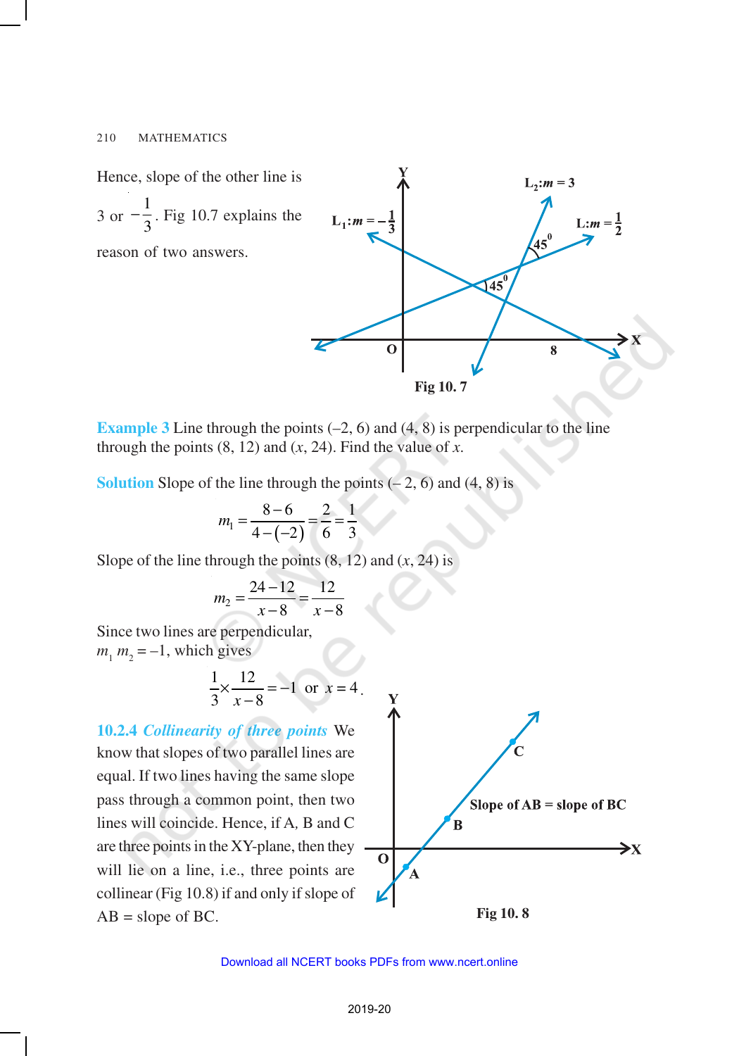Hence, slope of the other line is $3$ or $-\frac{1}{3}$. Fig 10.7 explains the reason of two answers.

Fig 10. 7

**Example 3** Line through the points (–2, 6) and (4, 8) is perpendicular to the line through the points (8, 12) and (*x*, 24). Find the value of *x*.

**Solution** Slope of the line through the points (– 2, 6) and (4, 8) is

$$m_1 = \frac{8-6}{4-(-2)} = \frac{2}{6} = \frac{1}{3}$$

Slope of the line through the points (8, 12) and (*x*, 24) is

$$m_2 = \frac{24-12}{x-8} = \frac{12}{x-8}$$

Since two lines are perpendicular,
$m_1\, m_2 = -1$, which gives

$$\frac{1}{3} \times \frac{12}{x-8} = -1 \text{ or } x = 4.$$

**10.2.4** ***Collinearity of three points*** We know that slopes of two parallel lines are equal. If two lines having the same slope pass through a common point, then two lines will coincide. Hence, if A, B and C are three points in the XY-plane, then they will lie on a line, i.e., three points are collinear (Fig 10.8) if and only if slope of AB = slope of BC.

Fig 10. 8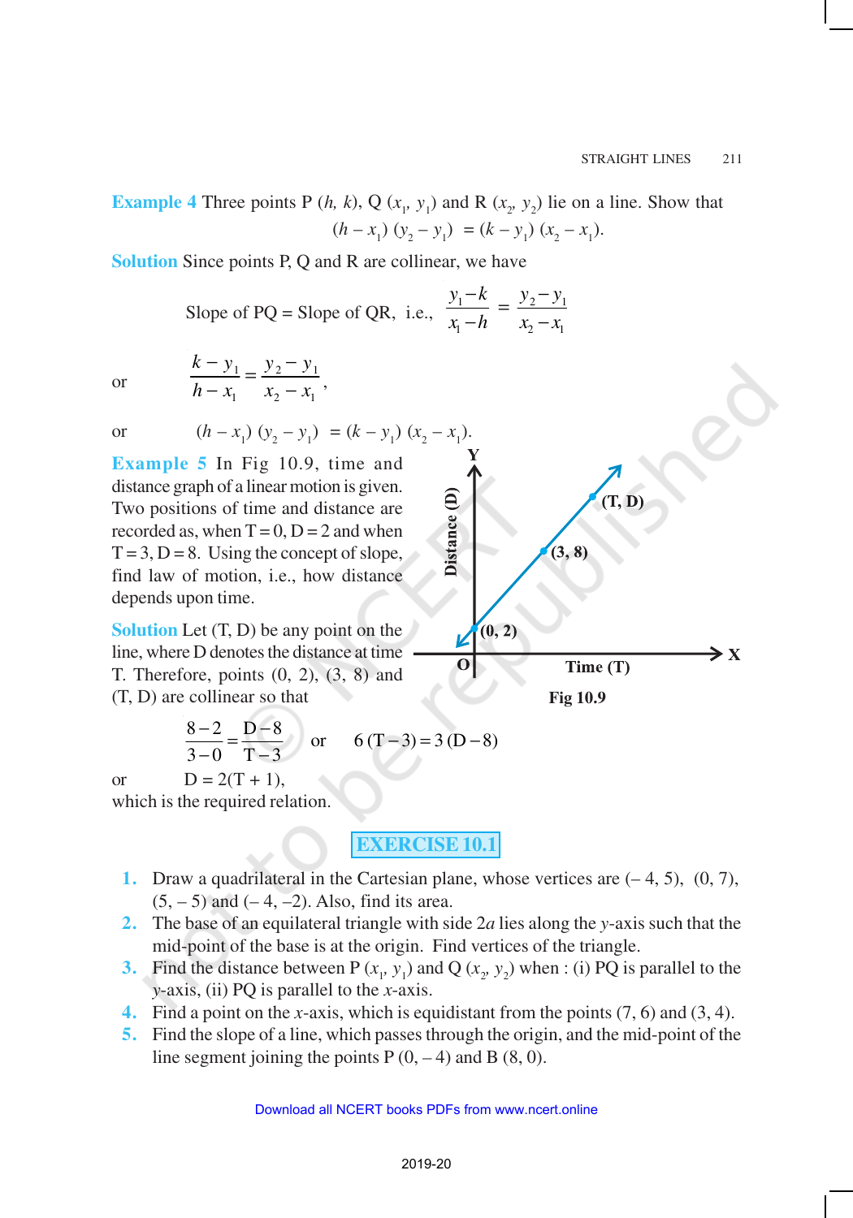**Example 4** Three points P $(h, k)$, Q $(x_1, y_1)$ and R $(x_2, y_2)$ lie on a line. Show that

$$(h - x_1)(y_2 - y_1) = (k - y_1)(x_2 - x_1).$$

**Solution** Since points P, Q and R are collinear, we have

$$\text{Slope of PQ} = \text{Slope of QR}, \text{ i.e., } \frac{y_1 - k}{x_1 - h} = \frac{y_2 - y_1}{x_2 - x_1}$$

or $$\frac{k - y_1}{h - x_1} = \frac{y_2 - y_1}{x_2 - x_1},$$

or $$(h - x_1)(y_2 - y_1) = (k - y_1)(x_2 - x_1).$$

**Example 5** In Fig 10.9, time and distance graph of a linear motion is given. Two positions of time and distance are recorded as, when T = 0, D = 2 and when T = 3, D = 8. Using the concept of slope, find law of motion, i.e., how distance depends upon time.

Fig 10.9

**Solution** Let (T, D) be any point on the line, where D denotes the distance at time T. Therefore, points (0, 2), (3, 8) and (T, D) are collinear so that

$$\frac{8-2}{3-0} = \frac{\text{D}-8}{\text{T}-3} \quad \text{or} \quad 6(\text{T}-3) = 3(\text{D}-8)$$

or $$\text{D} = 2(\text{T} + 1),$$

which is the required relation.

## EXERCISE 10.1

1. Draw a quadrilateral in the Cartesian plane, whose vertices are (– 4, 5), (0, 7), (5, – 5) and (– 4, –2). Also, find its area.
2. The base of an equilateral triangle with side $2a$ lies along the $y$-axis such that the mid-point of the base is at the origin. Find vertices of the triangle.
3. Find the distance between P $(x_1, y_1)$ and Q $(x_2, y_2)$ when : (i) PQ is parallel to the $y$-axis, (ii) PQ is parallel to the $x$-axis.
4. Find a point on the $x$-axis, which is equidistant from the points (7, 6) and (3, 4).
5. Find the slope of a line, which passes through the origin, and the mid-point of the line segment joining the points P (0, – 4) and B (8, 0).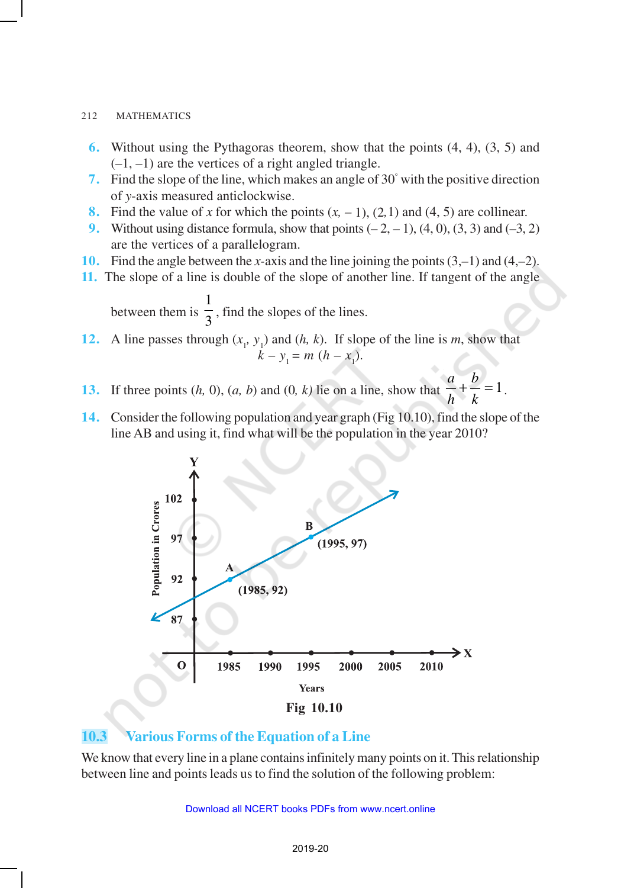6. Without using the Pythagoras theorem, show that the points (4, 4), (3, 5) and (–1, –1) are the vertices of a right angled triangle.
7. Find the slope of the line, which makes an angle of 30° with the positive direction of $y$-axis measured anticlockwise.
8. Find the value of $x$ for which the points ($x$, – 1), (2,1) and (4, 5) are collinear.
9. Without using distance formula, show that points (– 2, – 1), (4, 0), (3, 3) and (–3, 2) are the vertices of a parallelogram.
10. Find the angle between the $x$-axis and the line joining the points (3,–1) and (4,–2).
11. The slope of a line is double of the slope of another line. If tangent of the angle between them is $\frac{1}{3}$, find the slopes of the lines.
12. A line passes through $(x_1, y_1)$ and $(h, k)$. If slope of the line is $m$, show that $k - y_1 = m\ (h - x_1)$.
13. If three points $(h, 0)$, $(a, b)$ and $(0, k)$ lie on a line, show that $\frac{a}{h} + \frac{b}{k} = 1$.
14. Consider the following population and year graph (Fig 10.10), find the slope of the line AB and using it, find what will be the population in the year 2010?

Fig 10.10

## 10.3 Various Forms of the Equation of a Line

We know that every line in a plane contains infinitely many points on it. This relationship between line and points leads us to find the solution of the following problem: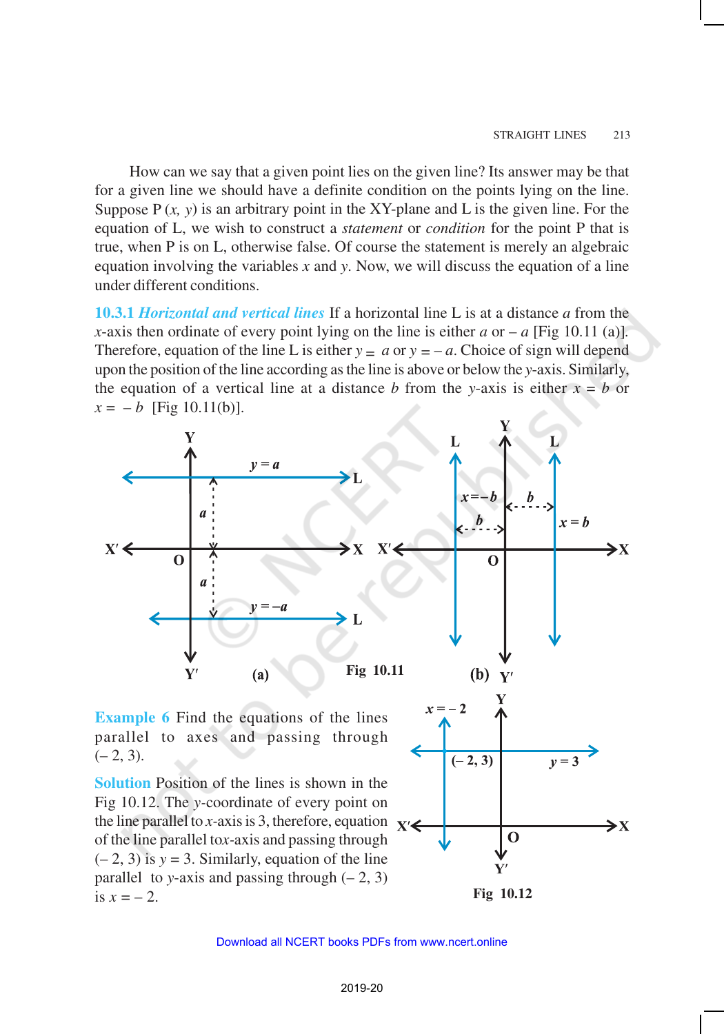How can we say that a given point lies on the given line? Its answer may be that for a given line we should have a definite condition on the points lying on the line. Suppose P $(x, y)$ is an arbitrary point in the XY-plane and L is the given line. For the equation of L, we wish to construct a *statement* or *condition* for the point P that is true, when P is on L, otherwise false. Of course the statement is merely an algebraic equation involving the variables $x$ and $y$. Now, we will discuss the equation of a line under different conditions.

**10.3.1** ***Horizontal and vertical lines*** If a horizontal line L is at a distance $a$ from the $x$-axis then ordinate of every point lying on the line is either $a$ or $-a$ [Fig 10.11 (a)]. Therefore, equation of the line L is either $y = a$ or $y = -a$. Choice of sign will depend upon the position of the line according as the line is above or below the $y$-axis. Similarly, the equation of a vertical line at a distance $b$ from the $y$-axis is either $x = b$ or $x = -b$ [Fig 10.11(b)].

Fig 10.11

**Example 6** Find the equations of the lines parallel to axes and passing through $(-2, 3)$.

**Solution** Position of the lines is shown in the Fig 10.12. The $y$-coordinate of every point on the line parallel to $x$-axis is 3, therefore, equation of the line parallel to $x$-axis and passing through $(-2, 3)$ is $y = 3$. Similarly, equation of the line parallel to $y$-axis and passing through $(-2, 3)$ is $x = -2$.

Fig 10.12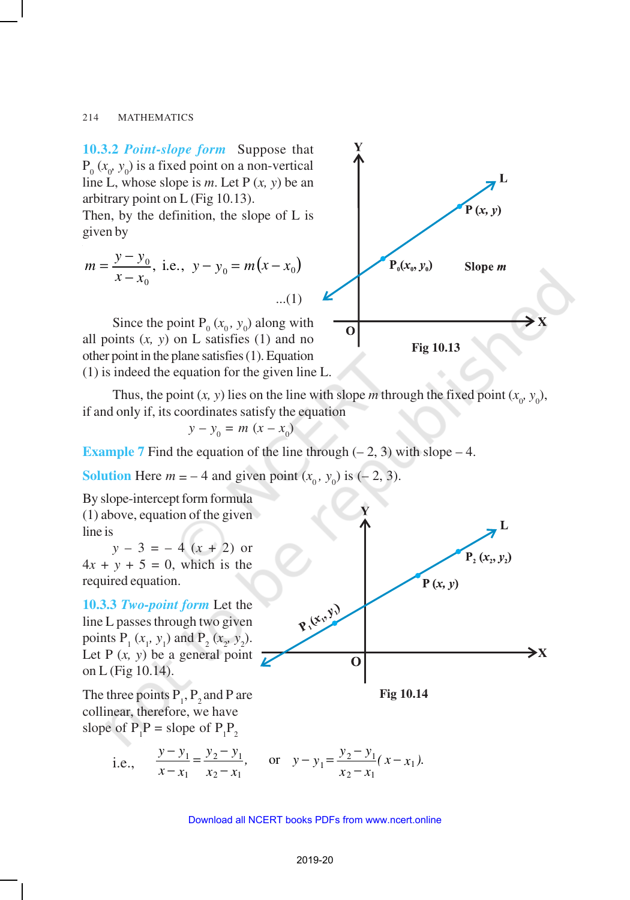**10.3.2** ***Point-slope form*** Suppose that $P_0(x_0, y_0)$ is a fixed point on a non-vertical line L, whose slope is $m$. Let P $(x, y)$ be an arbitrary point on L (Fig 10.13). Then, by the definition, the slope of L is given by

$$m = \frac{y - y_0}{x - x_0}, \text{ i.e., } y - y_0 = m(x - x_0) \quad \text{...(1)}$$

Fig 10.13

Since the point $P_0(x_0, y_0)$ along with all points $(x, y)$ on L satisfies (1) and no other point in the plane satisfies (1). Equation (1) is indeed the equation for the given line L.

Thus, the point $(x, y)$ lies on the line with slope $m$ through the fixed point $(x_0, y_0)$, if and only if, its coordinates satisfy the equation

$$y - y_0 = m(x - x_0)$$

**Example 7** Find the equation of the line through $(-2, 3)$ with slope $-4$.

**Solution** Here $m = -4$ and given point $(x_0, y_0)$ is $(-2, 3)$.

By slope-intercept form formula (1) above, equation of the given line is

$y - 3 = -4(x + 2)$ or $4x + y + 5 = 0$, which is the required equation.

**10.3.3** ***Two-point form*** Let the line L passes through two given points $P_1(x_1, y_1)$ and $P_2(x_2, y_2)$. Let P $(x, y)$ be a general point on L (Fig 10.14).

Fig 10.14

The three points $P_1$, $P_2$ and P are collinear, therefore, we have

slope of $P_1P$ = slope of $P_1P_2$

i.e., $$\frac{y - y_1}{x - x_1} = \frac{y_2 - y_1}{x_2 - x_1}, \quad \text{or} \quad y - y_1 = \frac{y_2 - y_1}{x_2 - x_1}(x - x_1).$$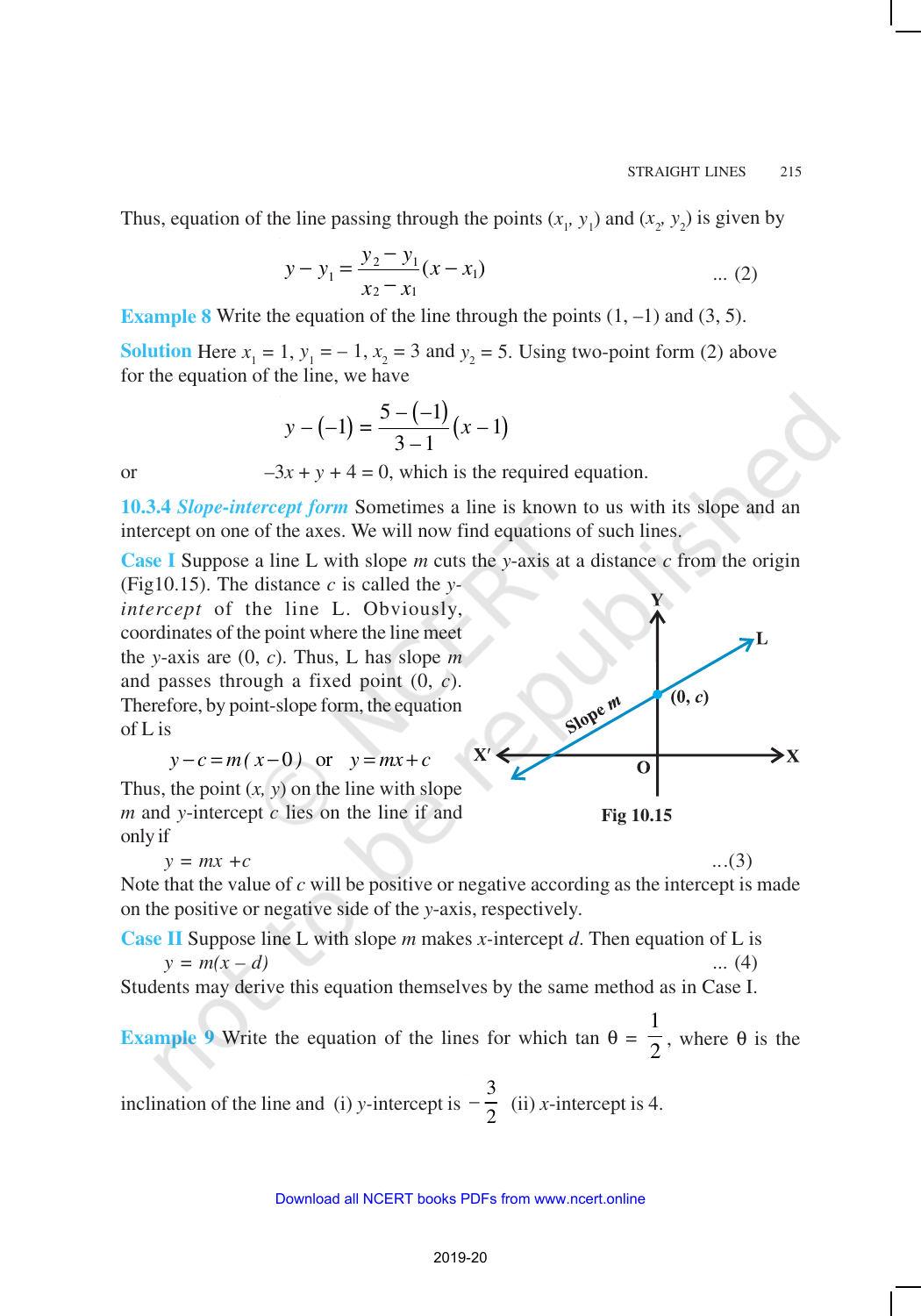Thus, equation of the line passing through the points $(x_1, y_1)$ and $(x_2, y_2)$ is given by

$$y - y_1 = \frac{y_2 - y_1}{x_2 - x_1}(x - x_1) \qquad \text{... (2)}$$

**Example 8** Write the equation of the line through the points (1, –1) and (3, 5).

**Solution** Here $x_1 = 1$, $y_1 = -1$, $x_2 = 3$ and $y_2 = 5$. Using two-point form (2) above for the equation of the line, we have

$$y - (-1) = \frac{5 - (-1)}{3 - 1}(x - 1)$$

or $\qquad -3x + y + 4 = 0$, which is the required equation.

### 10.3.4 *Slope-intercept form*

Sometimes a line is known to us with its slope and an intercept on one of the axes. We will now find equations of such lines.

**Case I** Suppose a line L with slope $m$ cuts the $y$-axis at a distance $c$ from the origin (Fig10.15). The distance $c$ is called the *y-intercept* of the line L. Obviously, coordinates of the point where the line meet the $y$-axis are $(0, c)$. Thus, L has slope $m$ and passes through a fixed point $(0, c)$. Therefore, by point-slope form, the equation of L is

$$y - c = m(x - 0) \quad \text{or} \quad y = mx + c$$

Fig 10.15

Thus, the point $(x, y)$ on the line with slope $m$ and $y$-intercept $c$ lies on the line if and only if

$$y = mx + c \qquad \text{...(3)}$$

Note that the value of $c$ will be positive or negative according as the intercept is made on the positive or negative side of the $y$-axis, respectively.

**Case II** Suppose line L with slope $m$ makes $x$-intercept $d$. Then equation of L is

$$y = m(x - d) \qquad \text{... (4)}$$

Students may derive this equation themselves by the same method as in Case I.

**Example 9** Write the equation of the lines for which $\tan\theta = \frac{1}{2}$, where $\theta$ is the inclination of the line and (i) $y$-intercept is $-\frac{3}{2}$ (ii) $x$-intercept is 4.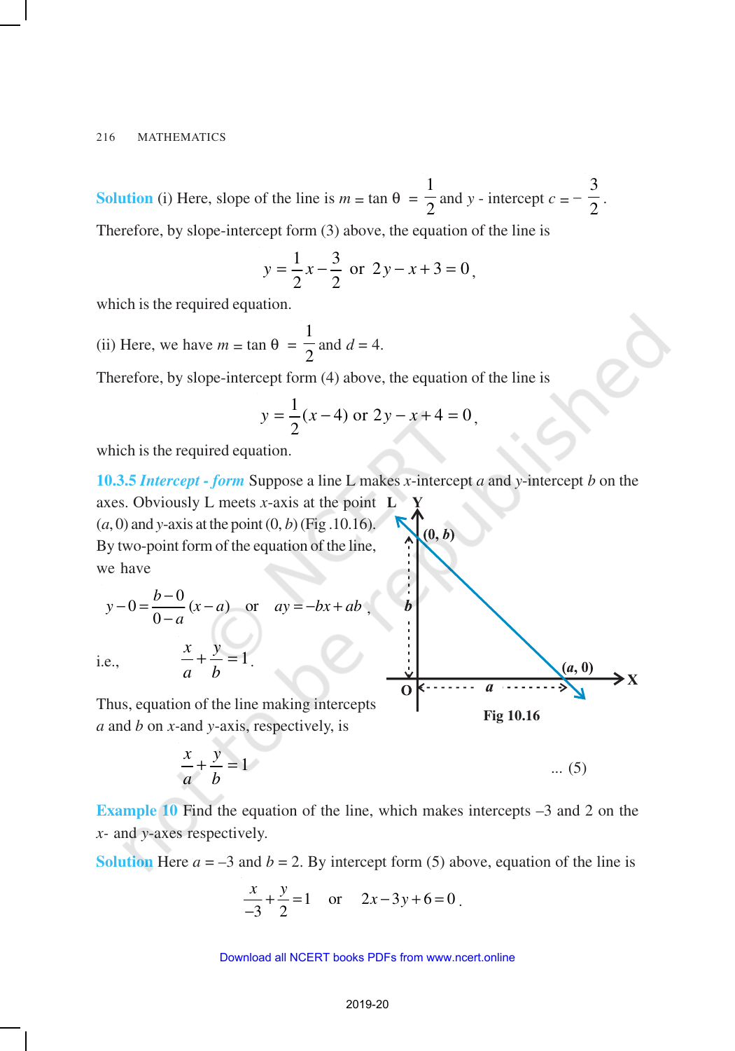**Solution** (i) Here, slope of the line is $m = \tan\theta = \frac{1}{2}$ and $y$ - intercept $c = -\frac{3}{2}$.

Therefore, by slope-intercept form (3) above, the equation of the line is

$$y = \frac{1}{2}x - \frac{3}{2} \quad \text{or} \quad 2y - x + 3 = 0,$$

which is the required equation.

(ii) Here, we have $m = \tan\theta = \frac{1}{2}$ and $d = 4$.

Therefore, by slope-intercept form (4) above, the equation of the line is

$$y = \frac{1}{2}(x-4) \text{ or } 2y - x + 4 = 0,$$

which is the required equation.

**10.3.5 *Intercept - form*** Suppose a line L makes $x$-intercept $a$ and $y$-intercept $b$ on the axes. Obviously L meets $x$-axis at the point $(a, 0)$ and $y$-axis at the point $(0, b)$ (Fig .10.16). By two-point form of the equation of the line, we have

$$y - 0 = \frac{b-0}{0-a}(x-a) \quad \text{or} \quad ay = -bx + ab,$$

i.e.,
$$\frac{x}{a} + \frac{y}{b} = 1.$$

Fig 10.16

Thus, equation of the line making intercepts $a$ and $b$ on $x$-and $y$-axis, respectively, is

$$\frac{x}{a} + \frac{y}{b} = 1 \qquad \text{... (5)}$$

**Example 10** Find the equation of the line, which makes intercepts –3 and 2 on the $x$- and $y$-axes respectively.

**Solution** Here $a = -3$ and $b = 2$. By intercept form (5) above, equation of the line is

$$\frac{x}{-3} + \frac{y}{2} = 1 \quad \text{or} \quad 2x - 3y + 6 = 0.$$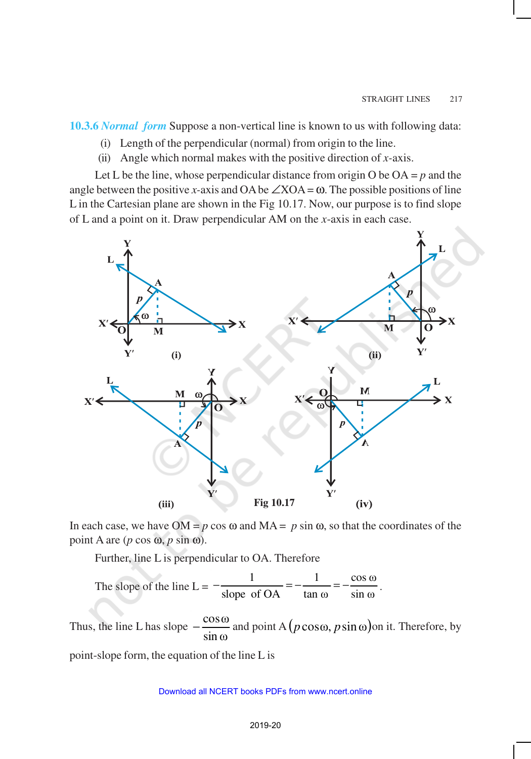**10.3.6** ***Normal form*** Suppose a non-vertical line is known to us with following data:

(i) Length of the perpendicular (normal) from origin to the line.

(ii) Angle which normal makes with the positive direction of $x$-axis.

Let L be the line, whose perpendicular distance from origin O be OA $= p$ and the angle between the positive $x$-axis and OA be $\angle$XOA $= \omega$. The possible positions of line L in the Cartesian plane are shown in the Fig 10.17. Now, our purpose is to find slope of L and a point on it. Draw perpendicular AM on the $x$-axis in each case.

Fig 10.17

In each case, we have OM $= p \cos \omega$ and MA $= p \sin \omega$, so that the coordinates of the point A are $(p \cos \omega, p \sin \omega)$.

Further, line L is perpendicular to OA. Therefore

$$\text{The slope of the line L} = -\frac{1}{\text{slope of OA}} = -\frac{1}{\tan \omega} = -\frac{\cos \omega}{\sin \omega}.$$

Thus, the line L has slope $-\dfrac{\cos \omega}{\sin \omega}$ and point A $(p \cos \omega, p \sin \omega)$ on it. Therefore, by point-slope form, the equation of the line L is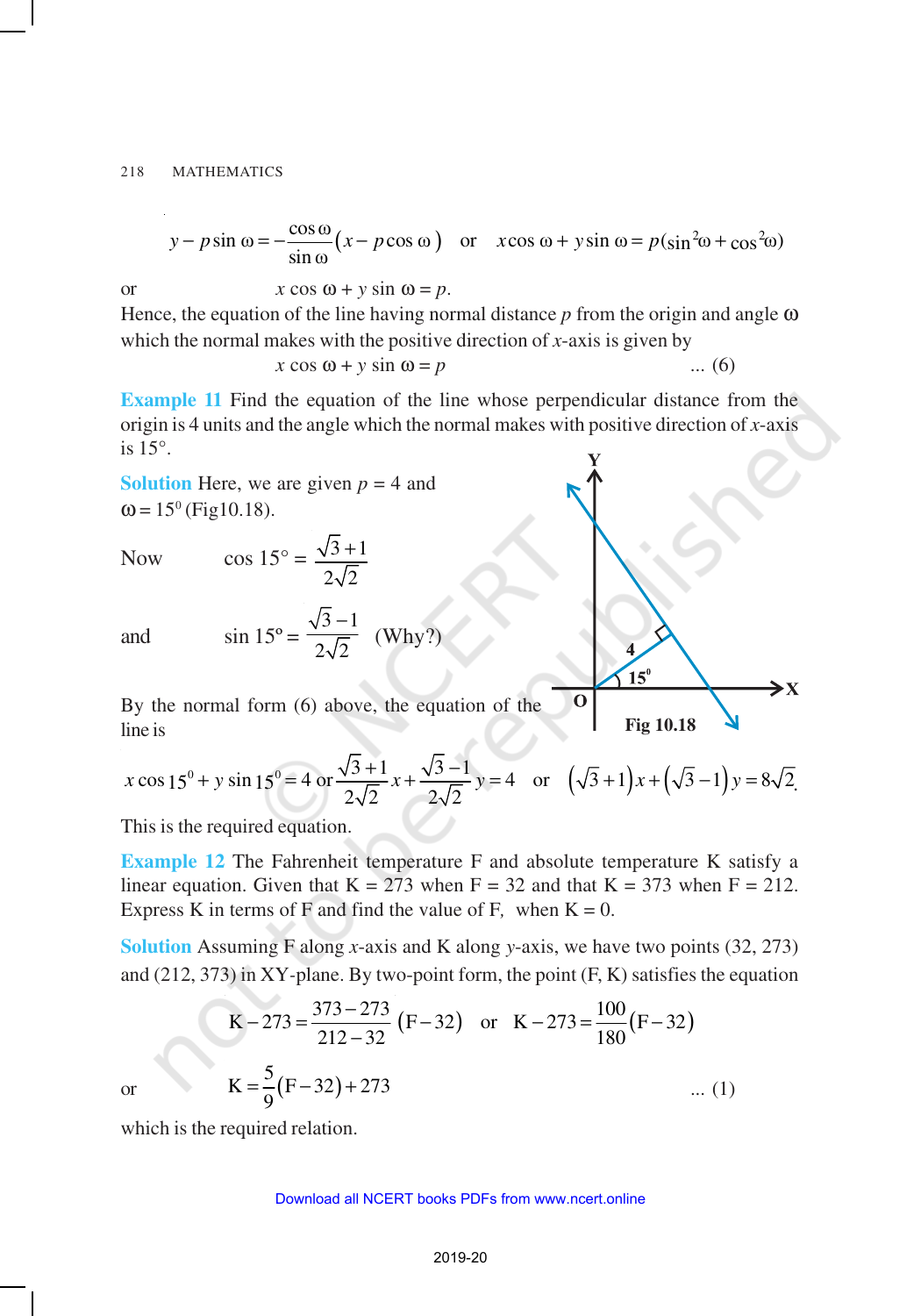$$y - p\sin\omega = -\frac{\cos\omega}{\sin\omega}\left(x - p\cos\omega\right) \quad \text{or} \quad x\cos\omega + y\sin\omega = p(\sin^2\omega + \cos^2\omega)$$

or $\quad x \cos \omega + y \sin \omega = p$.

Hence, the equation of the line having normal distance $p$ from the origin and angle $\omega$ which the normal makes with the positive direction of $x$-axis is given by

$$x \cos \omega + y \sin \omega = p \qquad \text{... (6)}$$

**Example 11** Find the equation of the line whose perpendicular distance from the origin is 4 units and the angle which the normal makes with positive direction of $x$-axis is 15°.

**Solution** Here, we are given $p = 4$ and $\omega = 15^0$ (Fig10.18).

Now $\quad \cos 15° = \dfrac{\sqrt{3}+1}{2\sqrt{2}}$

and $\quad \sin 15° = \dfrac{\sqrt{3}-1}{2\sqrt{2}}$ (Why?)

Fig 10.18

By the normal form (6) above, the equation of the line is

$$x\cos 15^0 + y\sin 15^0 = 4 \text{ or } \frac{\sqrt{3}+1}{2\sqrt{2}}x + \frac{\sqrt{3}-1}{2\sqrt{2}}y = 4 \quad \text{or} \quad \left(\sqrt{3}+1\right)x + \left(\sqrt{3}-1\right)y = 8\sqrt{2}.$$

This is the required equation.

**Example 12** The Fahrenheit temperature F and absolute temperature K satisfy a linear equation. Given that K = 273 when F = 32 and that K = 373 when F = 212. Express K in terms of F and find the value of F, when K = 0.

**Solution** Assuming F along $x$-axis and K along $y$-axis, we have two points (32, 273) and (212, 373) in XY-plane. By two-point form, the point (F, K) satisfies the equation

$$\text{K} - 273 = \frac{373-273}{212-32}\left(\text{F}-32\right) \quad \text{or} \quad \text{K} - 273 = \frac{100}{180}\left(\text{F}-32\right)$$

or $$\text{K} = \frac{5}{9}\left(\text{F}-32\right) + 273 \qquad \text{... (1)}$$

which is the required relation.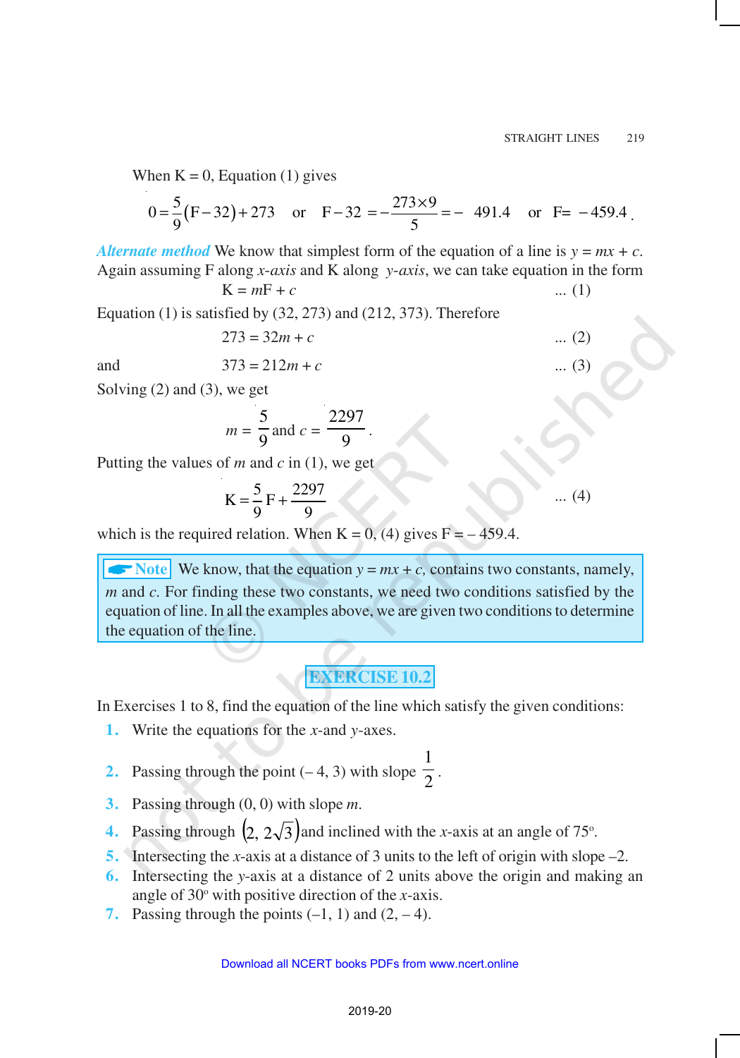When K = 0, Equation (1) gives

$$0 = \frac{5}{9}(F - 32) + 273 \quad \text{or} \quad F - 32 = -\frac{273 \times 9}{5} = -\ 491.4 \quad \text{or} \quad F = -459.4\,.$$

***Alternate method*** We know that simplest form of the equation of a line is $y = mx + c$. Again assuming F along *x-axis* and K along *y-axis*, we can take equation in the form

$$K = mF + c \qquad \text{... (1)}$$

Equation (1) is satisfied by (32, 273) and (212, 373). Therefore

$$273 = 32m + c \qquad \text{... (2)}$$

and

$$373 = 212m + c \qquad \text{... (3)}$$

Solving (2) and (3), we get

$$m = \frac{5}{9} \text{ and } c = \frac{2297}{9}\,.$$

Putting the values of $m$ and $c$ in (1), we get

$$K = \frac{5}{9}F + \frac{2297}{9} \qquad \text{... (4)}$$

which is the required relation. When K = 0, (4) gives F = – 459.4.

> **Note** We know, that the equation $y = mx + c$, contains two constants, namely, $m$ and $c$. For finding these two constants, we need two conditions satisfied by the equation of line. In all the examples above, we are given two conditions to determine the equation of the line.

## EXERCISE 10.2

In Exercises 1 to 8, find the equation of the line which satisfy the given conditions:

1. Write the equations for the $x$-and $y$-axes.
2. Passing through the point (– 4, 3) with slope $\frac{1}{2}$.
3. Passing through (0, 0) with slope $m$.
4. Passing through $(2, 2\sqrt{3})$ and inclined with the $x$-axis at an angle of 75°.
5. Intersecting the $x$-axis at a distance of 3 units to the left of origin with slope –2.
6. Intersecting the $y$-axis at a distance of 2 units above the origin and making an angle of 30° with positive direction of the $x$-axis.
7. Passing through the points (–1, 1) and (2, – 4).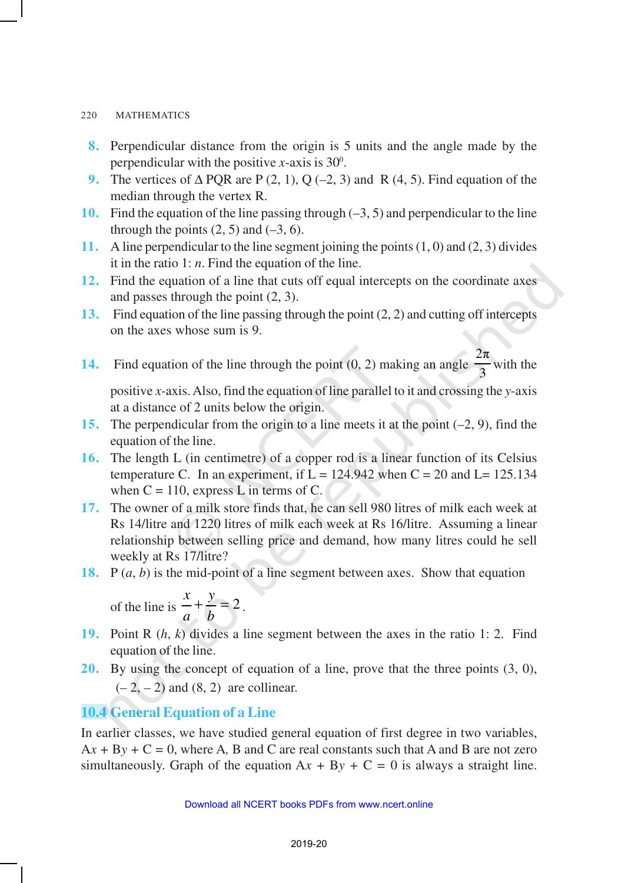8. Perpendicular distance from the origin is 5 units and the angle made by the perpendicular with the positive $x$-axis is $30^0$.
9. The vertices of $\Delta$ PQR are P (2, 1), Q (–2, 3) and R (4, 5). Find equation of the median through the vertex R.
10. Find the equation of the line passing through (–3, 5) and perpendicular to the line through the points (2, 5) and (–3, 6).
11. A line perpendicular to the line segment joining the points (1, 0) and (2, 3) divides it in the ratio 1: $n$. Find the equation of the line.
12. Find the equation of a line that cuts off equal intercepts on the coordinate axes and passes through the point (2, 3).
13. Find equation of the line passing through the point (2, 2) and cutting off intercepts on the axes whose sum is 9.
14. Find equation of the line through the point (0, 2) making an angle $\frac{2\pi}{3}$ with the positive $x$-axis. Also, find the equation of line parallel to it and crossing the $y$-axis at a distance of 2 units below the origin.
15. The perpendicular from the origin to a line meets it at the point (–2, 9), find the equation of the line.
16. The length L (in centimetre) of a copper rod is a linear function of its Celsius temperature C. In an experiment, if L = 124.942 when C = 20 and L= 125.134 when C = 110, express L in terms of C.
17. The owner of a milk store finds that, he can sell 980 litres of milk each week at Rs 14/litre and 1220 litres of milk each week at Rs 16/litre. Assuming a linear relationship between selling price and demand, how many litres could he sell weekly at Rs 17/litre?
18. P ($a$, $b$) is the mid-point of a line segment between axes. Show that equation of the line is $\frac{x}{a}+\frac{y}{b}=2$.
19. Point R ($h$, $k$) divides a line segment between the axes in the ratio 1: 2. Find equation of the line.
20. By using the concept of equation of a line, prove that the three points (3, 0), (– 2, – 2) and (8, 2) are collinear.

## 10.4 General Equation of a Line

In earlier classes, we have studied general equation of first degree in two variables, A$x$ + B$y$ + C = 0, where A, B and C are real constants such that A and B are not zero simultaneously. Graph of the equation A$x$ + B$y$ + C = 0 is always a straight line.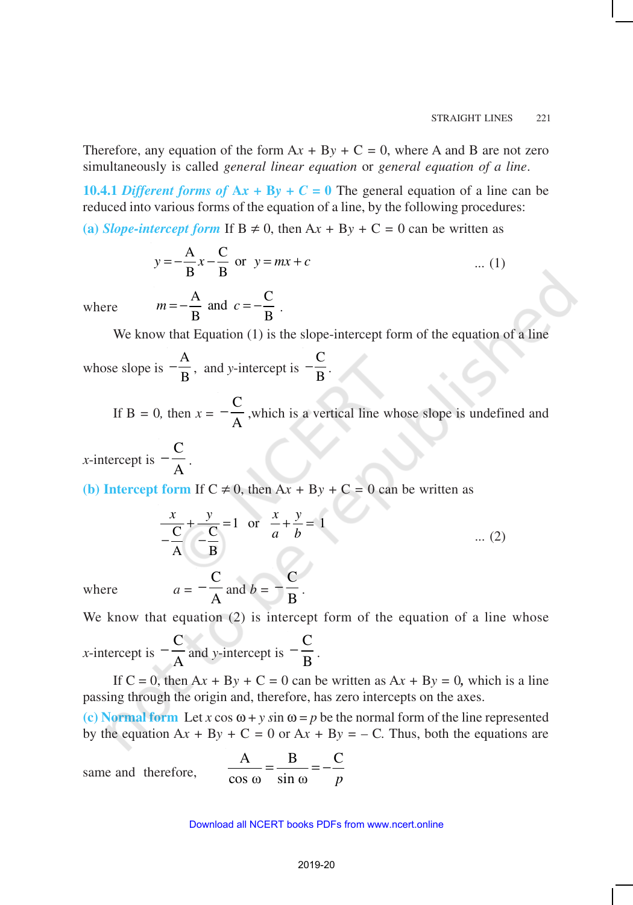Therefore, any equation of the form A$x$ + B$y$ + C = 0, where A and B are not zero simultaneously is called *general linear equation* or *general equation of a line*.

### 10.4.1 *Different forms of* A$x$ + B$y$ + C = 0

The general equation of a line can be reduced into various forms of the equation of a line, by the following procedures:

**(a) *Slope-intercept form*** If B ≠ 0, then A$x$ + B$y$ + C = 0 can be written as

$$y = -\frac{A}{B}x - \frac{C}{B} \quad \text{or} \quad y = mx + c \qquad \text{... (1)}$$

where $\quad m = -\frac{A}{B}$ and $c = -\frac{C}{B}$.

We know that Equation (1) is the slope-intercept form of the equation of a line whose slope is $-\frac{A}{B}$, and $y$-intercept is $-\frac{C}{B}$.

If B = 0, then $x = -\frac{C}{A}$, which is a vertical line whose slope is undefined and $x$-intercept is $-\frac{C}{A}$.

**(b) Intercept form** If C ≠ 0, then A$x$ + B$y$ + C = 0 can be written as

$$\frac{x}{-\frac{C}{A}} + \frac{y}{-\frac{C}{B}} = 1 \quad \text{or} \quad \frac{x}{a} + \frac{y}{b} = 1 \qquad \text{... (2)}$$

where $\quad a = -\frac{C}{A}$ and $b = -\frac{C}{B}$.

We know that equation (2) is intercept form of the equation of a line whose $x$-intercept is $-\frac{C}{A}$ and $y$-intercept is $-\frac{C}{B}$.

If C = 0, then A$x$ + B$y$ + C = 0 can be written as A$x$ + B$y$ = 0, which is a line passing through the origin and, therefore, has zero intercepts on the axes.

**(c) Normal form** Let $x \cos \omega + y \sin \omega = p$ be the normal form of the line represented by the equation A$x$ + B$y$ + C = 0 or A$x$ + B$y$ = – C. Thus, both the equations are same and therefore, $\quad \frac{A}{\cos \omega} = \frac{B}{\sin \omega} = -\frac{C}{p}$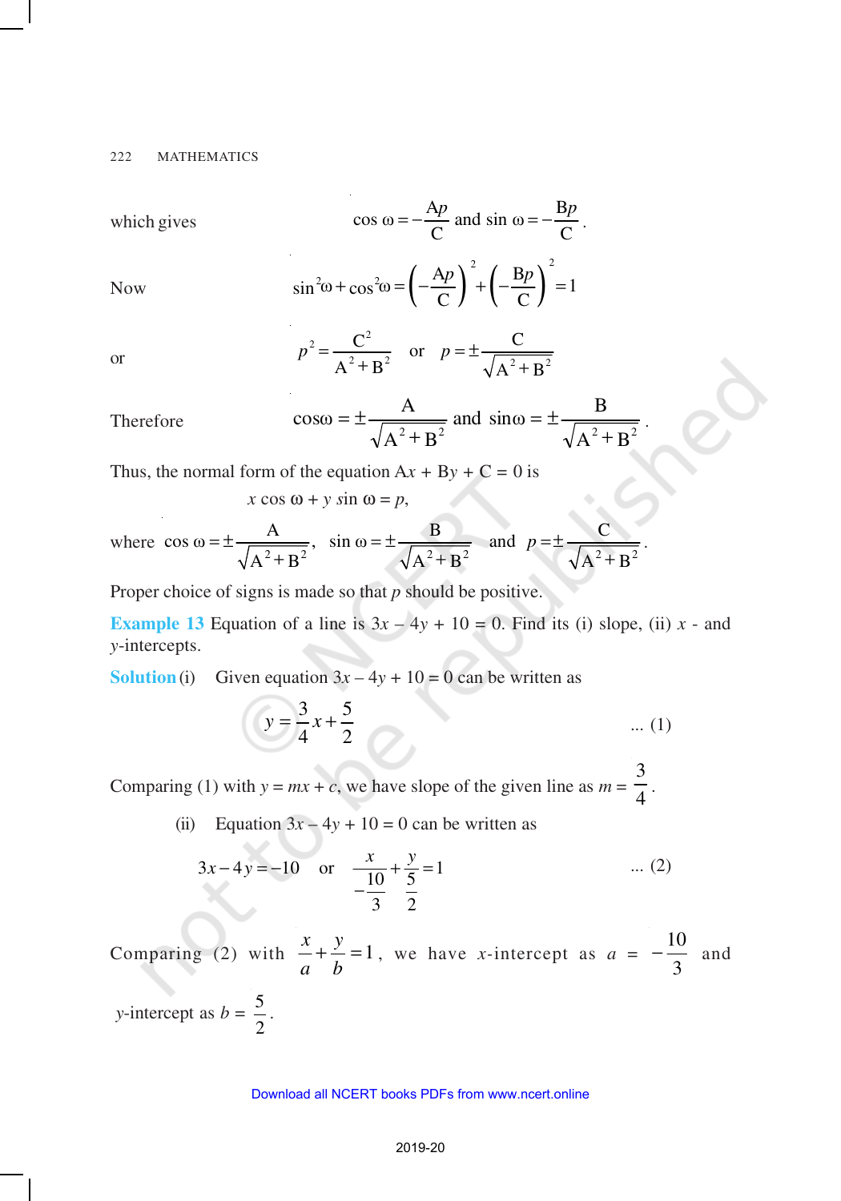which gives $$\cos\omega = -\frac{Ap}{C} \text{ and } \sin\omega = -\frac{Bp}{C}.$$

Now $$\sin^2\omega + \cos^2\omega = \left(-\frac{Ap}{C}\right)^2 + \left(-\frac{Bp}{C}\right)^2 = 1$$

or $$p^2 = \frac{C^2}{A^2+B^2} \quad \text{or} \quad p = \pm\frac{C}{\sqrt{A^2+B^2}}$$

Therefore $$\cos\omega = \pm\frac{A}{\sqrt{A^2+B^2}} \text{ and } \sin\omega = \pm\frac{B}{\sqrt{A^2+B^2}}.$$

Thus, the normal form of the equation $Ax + By + C = 0$ is

$$x \cos\omega + y \sin\omega = p,$$

where $\cos\omega = \pm\frac{A}{\sqrt{A^2+B^2}}$, $\sin\omega = \pm\frac{B}{\sqrt{A^2+B^2}}$ and $p = \pm\frac{C}{\sqrt{A^2+B^2}}$.

Proper choice of signs is made so that $p$ should be positive.

**Example 13** Equation of a line is $3x - 4y + 10 = 0$. Find its (i) slope, (ii) $x$ - and $y$-intercepts.

**Solution** (i) Given equation $3x - 4y + 10 = 0$ can be written as

$$y = \frac{3}{4}x + \frac{5}{2} \qquad \text{... (1)}$$

Comparing (1) with $y = mx + c$, we have slope of the given line as $m = \frac{3}{4}$.

(ii) Equation $3x - 4y + 10 = 0$ can be written as

$$3x - 4y = -10 \quad \text{or} \quad \frac{x}{-\frac{10}{3}} + \frac{y}{\frac{5}{2}} = 1 \qquad \text{... (2)}$$

Comparing (2) with $\frac{x}{a} + \frac{y}{b} = 1$, we have $x$-intercept as $a = -\frac{10}{3}$ and $y$-intercept as $b = \frac{5}{2}$.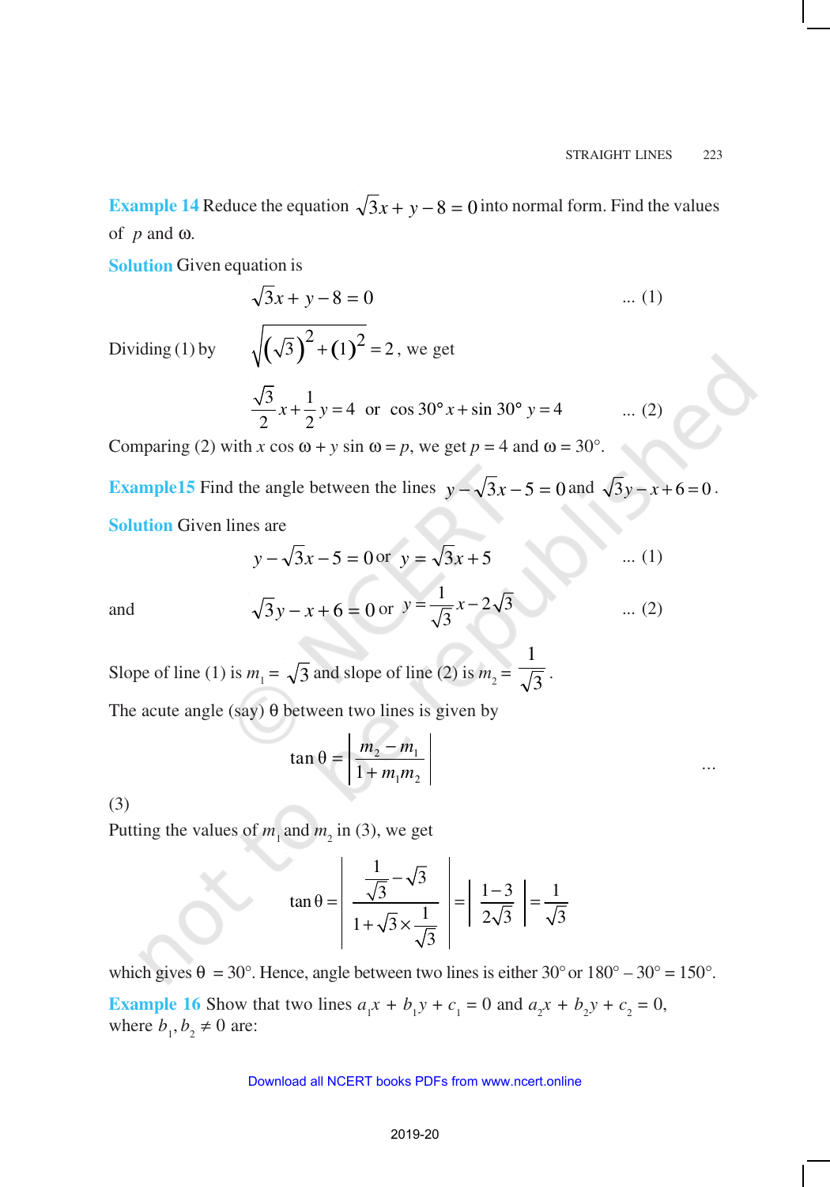**Example 14** Reduce the equation $\sqrt{3}x + y - 8 = 0$ into normal form. Find the values of $p$ and $\omega$.

**Solution** Given equation is

$$\sqrt{3}x + y - 8 = 0 \qquad \text{... (1)}$$

Dividing (1) by $\sqrt{(\sqrt{3})^2 + (1)^2} = 2$, we get

$$\frac{\sqrt{3}}{2}x + \frac{1}{2}y = 4 \quad \text{or} \quad \cos 30° \, x + \sin 30° \, y = 4 \qquad \text{... (2)}$$

Comparing (2) with $x \cos \omega + y \sin \omega = p$, we get $p = 4$ and $\omega = 30°$.

**Example15** Find the angle between the lines $y - \sqrt{3}x - 5 = 0$ and $\sqrt{3}y - x + 6 = 0$.

**Solution** Given lines are

$$y - \sqrt{3}x - 5 = 0 \text{ or } y = \sqrt{3}x + 5 \qquad \text{... (1)}$$

and

$$\sqrt{3}y - x + 6 = 0 \text{ or } y = \frac{1}{\sqrt{3}}x - 2\sqrt{3} \qquad \text{... (2)}$$

Slope of line (1) is $m_1 = \sqrt{3}$ and slope of line (2) is $m_2 = \frac{1}{\sqrt{3}}$.

The acute angle (say) $\theta$ between two lines is given by

$$\tan \theta = \left| \frac{m_2 - m_1}{1 + m_1 m_2} \right| \qquad \text{... (3)}$$

Putting the values of $m_1$ and $m_2$ in (3), we get

$$\tan \theta = \left| \frac{\frac{1}{\sqrt{3}} - \sqrt{3}}{1 + \sqrt{3} \times \frac{1}{\sqrt{3}}} \right| = \left| \frac{1 - 3}{2\sqrt{3}} \right| = \frac{1}{\sqrt{3}}$$

which gives $\theta = 30°$. Hence, angle between two lines is either $30°$ or $180° - 30° = 150°$.

**Example 16** Show that two lines $a_1x + b_1y + c_1 = 0$ and $a_2x + b_2y + c_2 = 0$, where $b_1, b_2 \neq 0$ are: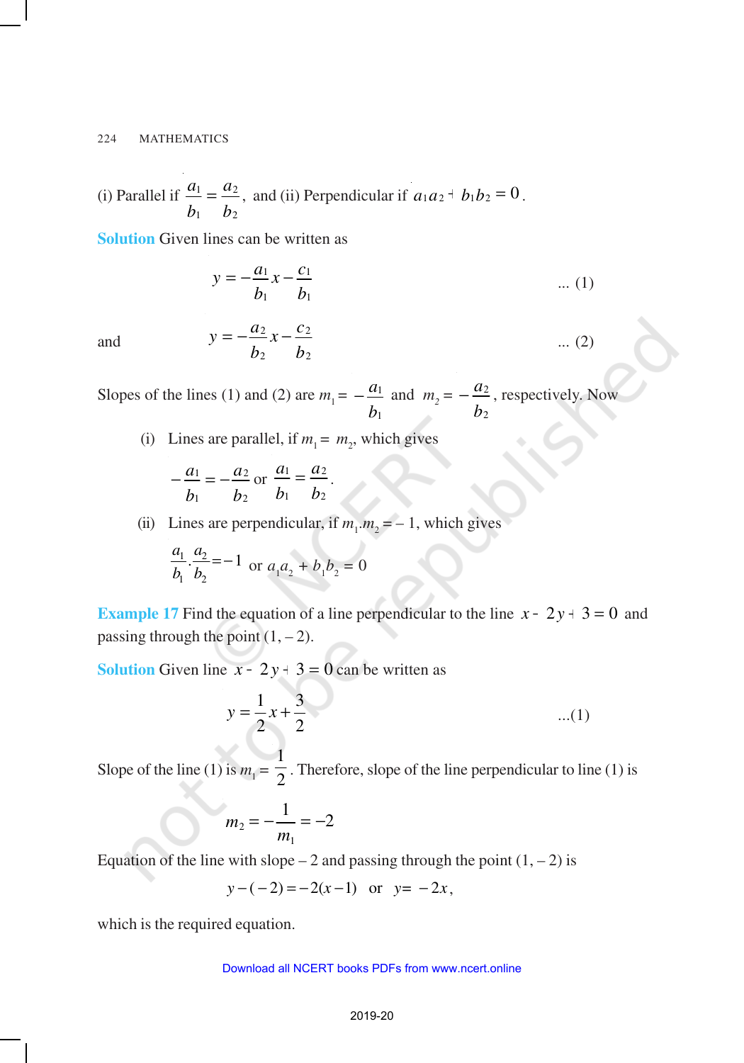(i) Parallel if $\frac{a_1}{b_1} = \frac{a_2}{b_2}$, and (ii) Perpendicular if $a_1a_2 + b_1b_2 = 0$.

**Solution** Given lines can be written as

$$y = -\frac{a_1}{b_1}x - \frac{c_1}{b_1} \qquad \text{... (1)}$$

and

$$y = -\frac{a_2}{b_2}x - \frac{c_2}{b_2} \qquad \text{... (2)}$$

Slopes of the lines (1) and (2) are $m_1 = -\frac{a_1}{b_1}$ and $m_2 = -\frac{a_2}{b_2}$, respectively. Now

(i) Lines are parallel, if $m_1 = m_2$, which gives

$$-\frac{a_1}{b_1} = -\frac{a_2}{b_2} \text{ or } \frac{a_1}{b_1} = \frac{a_2}{b_2}.$$

(ii) Lines are perpendicular, if $m_1.m_2 = -1$, which gives

$$\frac{a_1}{b_1}.\frac{a_2}{b_2} = -1 \text{ or } a_1a_2 + b_1b_2 = 0$$

**Example 17** Find the equation of a line perpendicular to the line $x - 2y + 3 = 0$ and passing through the point $(1, -2)$.

**Solution** Given line $x - 2y + 3 = 0$ can be written as

$$y = \frac{1}{2}x + \frac{3}{2} \qquad \text{...(1)}$$

Slope of the line (1) is $m_1 = \frac{1}{2}$. Therefore, slope of the line perpendicular to line (1) is

$$m_2 = -\frac{1}{m_1} = -2$$

Equation of the line with slope $-2$ and passing through the point $(1, -2)$ is

$$y - (-2) = -2(x - 1) \quad \text{or} \quad y = -2x,$$

which is the required equation.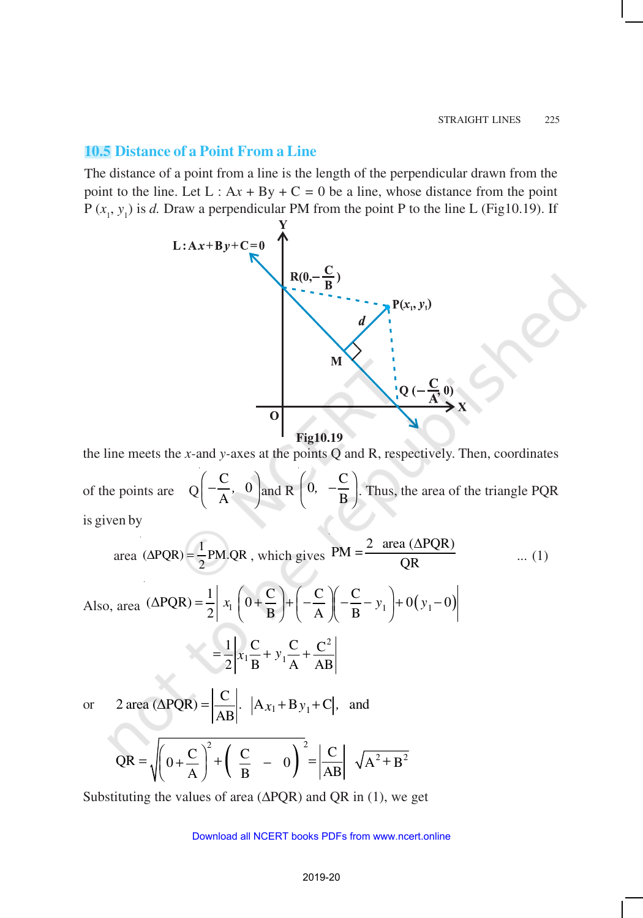## 10.5 Distance of a Point From a Line

The distance of a point from a line is the length of the perpendicular drawn from the point to the line. Let L : A$x$ + B$y$ + C = 0 be a line, whose distance from the point P $(x_1, y_1)$ is $d$. Draw a perpendicular PM from the point P to the line L (Fig10.19). If

Fig10.19

the line meets the $x$-and $y$-axes at the points Q and R, respectively. Then, coordinates of the points are $Q\left(-\frac{C}{A}, 0\right)$ and $R\left(0, -\frac{C}{B}\right)$. Thus, the area of the triangle PQR is given by

$$\text{area }(\Delta PQR) = \frac{1}{2}PM.QR\text{ , which gives } PM = \frac{2\ \text{area }(\Delta PQR)}{QR} \qquad \text{... (1)}$$

$$\text{Also, area }(\Delta PQR) = \frac{1}{2}\left| x_1\left(0+\frac{C}{B}\right) + \left(-\frac{C}{A}\right)\left(-\frac{C}{B} - y_1\right) + 0\left(y_1 - 0\right)\right|$$

$$= \frac{1}{2}\left| x_1\frac{C}{B} + y_1\frac{C}{A} + \frac{C^2}{AB}\right|$$

or $\quad 2\text{ area }(\Delta PQR) = \left|\frac{C}{AB}\right| . \left|Ax_1 + By_1 + C\right|$, and

$$QR = \sqrt{\left(0+\frac{C}{A}\right)^2 + \left(\frac{C}{B} - 0\right)^2} = \left|\frac{C}{AB}\right|\sqrt{A^2+B^2}$$

Substituting the values of area ($\Delta$PQR) and QR in (1), we get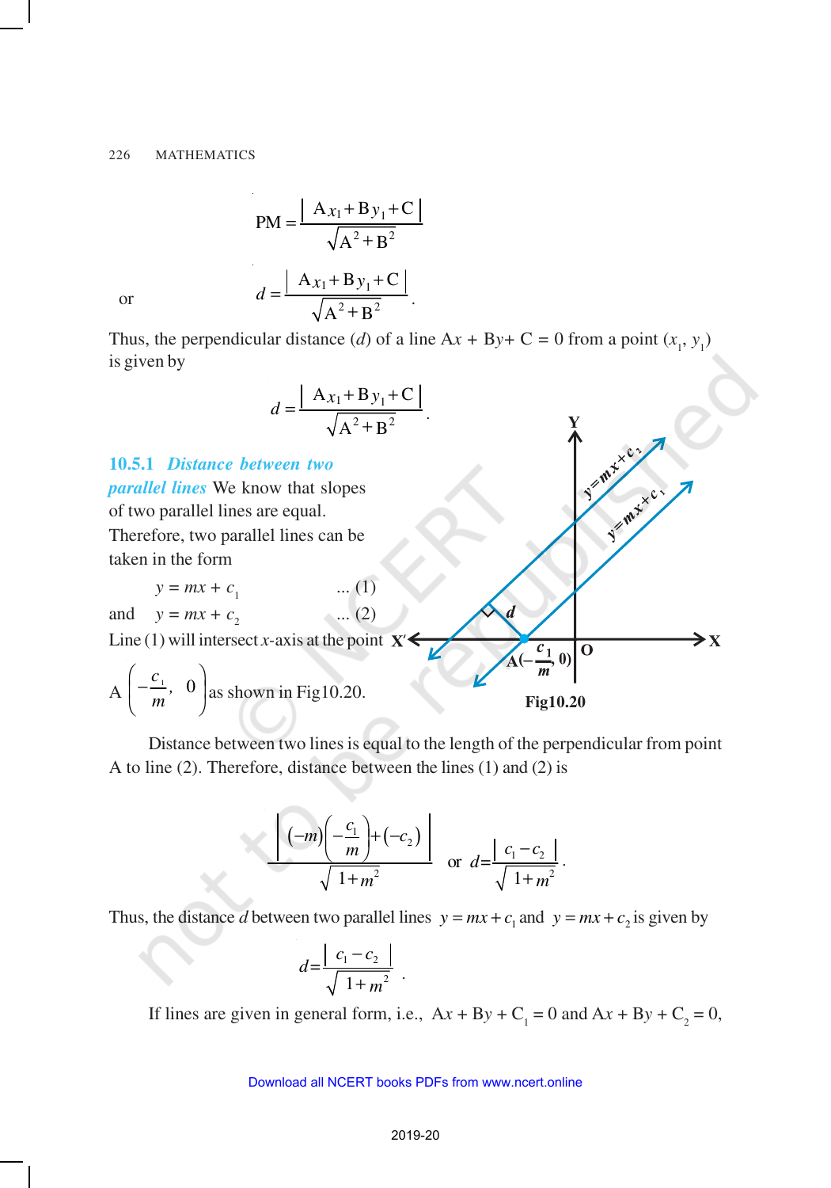$$\text{PM} = \frac{|Ax_1 + By_1 + C|}{\sqrt{A^2 + B^2}}$$

or
$$d = \frac{|Ax_1 + By_1 + C|}{\sqrt{A^2 + B^2}}.$$

Thus, the perpendicular distance ($d$) of a line A$x$ + B$y$+ C = 0 from a point ($x_1$, $y_1$) is given by

$$d = \frac{|Ax_1 + By_1 + C|}{\sqrt{A^2 + B^2}}.$$

### 10.5.1 *Distance between two parallel lines*

We know that slopes of two parallel lines are equal. Therefore, two parallel lines can be taken in the form

$$y = mx + c_1 \qquad \text{... (1)}$$

and
$$y = mx + c_2 \qquad \text{... (2)}$$

Line (1) will intersect $x$-axis at the point A $\left(-\frac{c_1}{m},\ 0\right)$ as shown in Fig10.20.

Fig10.20

Distance between two lines is equal to the length of the perpendicular from point A to line (2). Therefore, distance between the lines (1) and (2) is

$$\frac{\left|(-m)\left(-\frac{c_1}{m}\right) + (-c_2)\right|}{\sqrt{1+m^2}} \quad \text{or} \quad d = \frac{|c_1 - c_2|}{\sqrt{1+m^2}}.$$

Thus, the distance $d$ between two parallel lines $y = mx + c_1$ and $y = mx + c_2$ is given by

$$d = \frac{|c_1 - c_2|}{\sqrt{1+m^2}}.$$

If lines are given in general form, i.e., A$x$ + B$y$ + $C_1$ = 0 and A$x$ + B$y$ + $C_2$ = 0,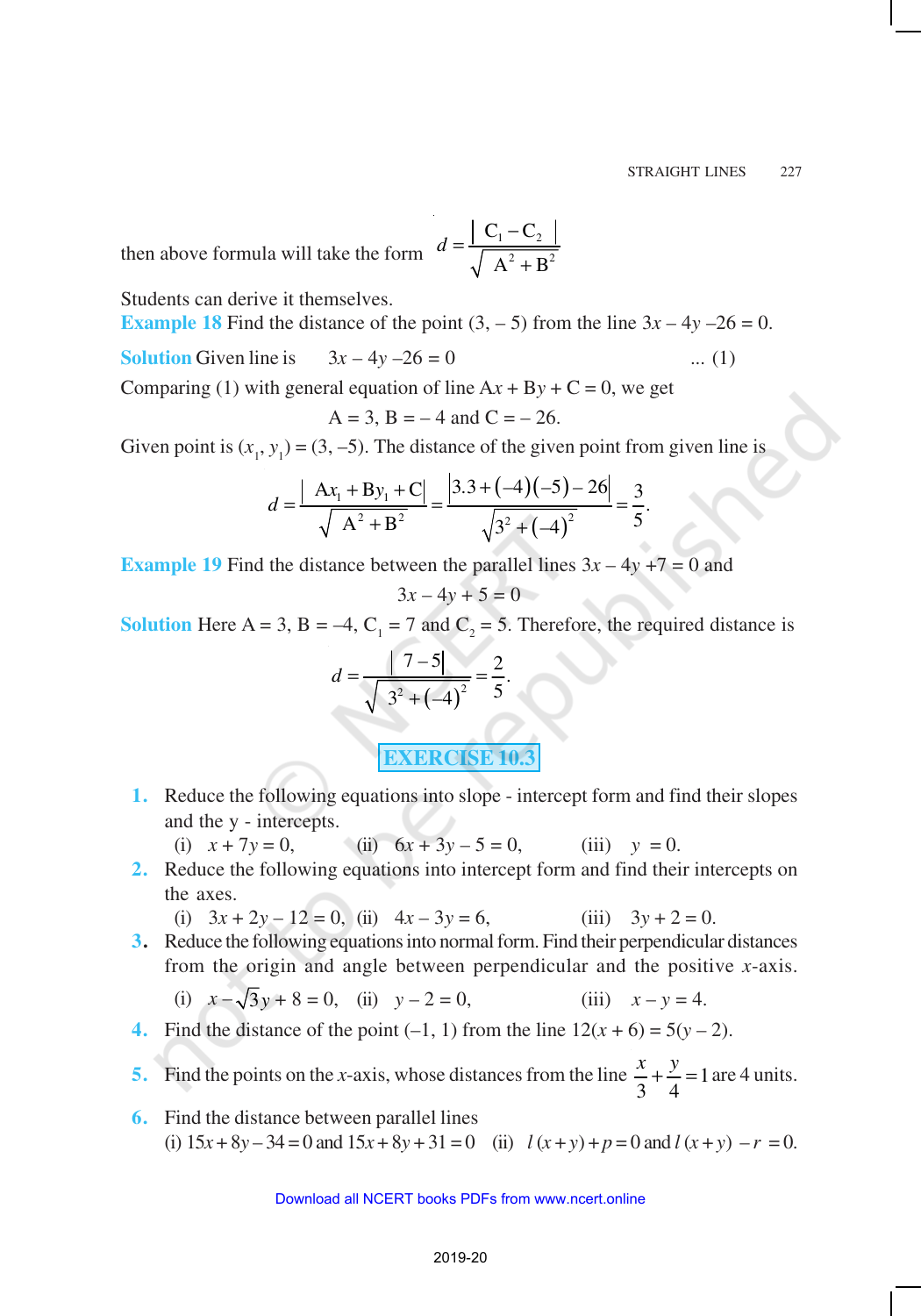then above formula will take the form $d = \dfrac{|C_1 - C_2|}{\sqrt{A^2 + B^2}}$

Students can derive it themselves.

**Example 18** Find the distance of the point (3, – 5) from the line $3x - 4y - 26 = 0$.

**Solution** Given line is $\quad 3x - 4y - 26 = 0 \qquad \qquad \qquad$ ... (1)

Comparing (1) with general equation of line $Ax + By + C = 0$, we get

$$A = 3,\ B = -4 \text{ and } C = -26.$$

Given point is $(x_1, y_1) = (3, -5)$. The distance of the given point from given line is

$$d = \frac{|Ax_1 + By_1 + C|}{\sqrt{A^2 + B^2}} = \frac{|3.3 + (-4)(-5) - 26|}{\sqrt{3^2 + (-4)^2}} = \frac{3}{5}.$$

**Example 19** Find the distance between the parallel lines $3x - 4y + 7 = 0$ and

$$3x - 4y + 5 = 0$$

**Solution** Here $A = 3$, $B = -4$, $C_1 = 7$ and $C_2 = 5$. Therefore, the required distance is

$$d = \frac{|7 - 5|}{\sqrt{3^2 + (-4)^2}} = \frac{2}{5}.$$

## EXERCISE 10.3

1. Reduce the following equations into slope - intercept form and find their slopes and the y - intercepts.
   (i) $x + 7y = 0$, (ii) $6x + 3y - 5 = 0$, (iii) $y = 0$.
2. Reduce the following equations into intercept form and find their intercepts on the axes.
   (i) $3x + 2y - 12 = 0$, (ii) $4x - 3y = 6$, (iii) $3y + 2 = 0$.
3. Reduce the following equations into normal form. Find their perpendicular distances from the origin and angle between perpendicular and the positive $x$-axis.
   (i) $x - \sqrt{3}y + 8 = 0$, (ii) $y - 2 = 0$, (iii) $x - y = 4$.
4. Find the distance of the point (–1, 1) from the line $12(x + 6) = 5(y - 2)$.
5. Find the points on the $x$-axis, whose distances from the line $\dfrac{x}{3} + \dfrac{y}{4} = 1$ are 4 units.
6. Find the distance between parallel lines
   (i) $15x + 8y - 34 = 0$ and $15x + 8y + 31 = 0$ (ii) $l(x + y) + p = 0$ and $l(x + y) - r = 0$.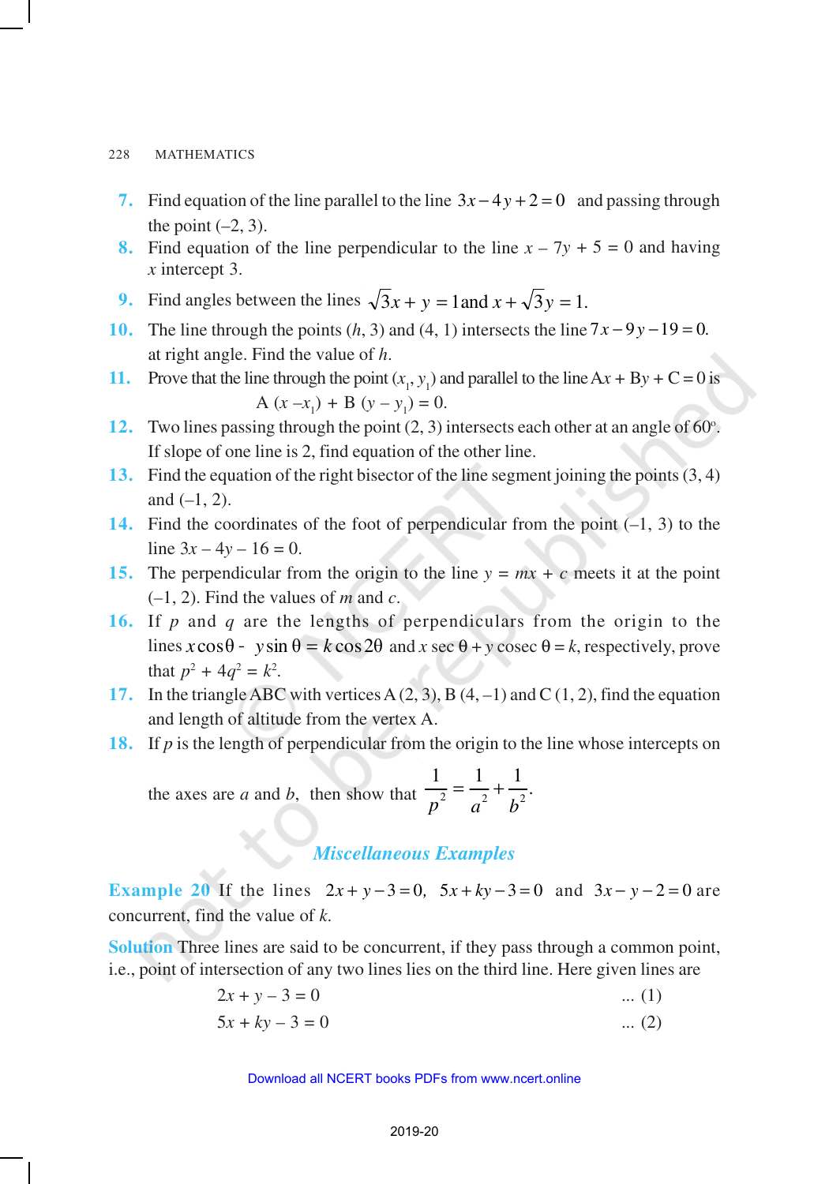7. Find equation of the line parallel to the line $3x - 4y + 2 = 0$ and passing through the point (–2, 3).

8. Find equation of the line perpendicular to the line $x - 7y + 5 = 0$ and having $x$ intercept 3.

9. Find angles between the lines $\sqrt{3}x + y = 1$ and $x + \sqrt{3}y = 1$.

10. The line through the points ($h$, 3) and (4, 1) intersects the line $7x - 9y - 19 = 0$. at right angle. Find the value of $h$.

11. Prove that the line through the point $(x_1, y_1)$ and parallel to the line $Ax + By + C = 0$ is

$$A(x - x_1) + B(y - y_1) = 0.$$

12. Two lines passing through the point (2, 3) intersects each other at an angle of 60°. If slope of one line is 2, find equation of the other line.

13. Find the equation of the right bisector of the line segment joining the points (3, 4) and (–1, 2).

14. Find the coordinates of the foot of perpendicular from the point (–1, 3) to the line $3x - 4y - 16 = 0$.

15. The perpendicular from the origin to the line $y = mx + c$ meets it at the point (–1, 2). Find the values of $m$ and $c$.

16. If $p$ and $q$ are the lengths of perpendiculars from the origin to the lines $x\cos\theta - y\sin\theta = k\cos 2\theta$ and $x\sec\theta + y\,\text{cosec}\,\theta = k$, respectively, prove that $p^2 + 4q^2 = k^2$.

17. In the triangle ABC with vertices A (2, 3), B (4, –1) and C (1, 2), find the equation and length of altitude from the vertex A.

18. If $p$ is the length of perpendicular from the origin to the line whose intercepts on the axes are $a$ and $b$, then show that $\dfrac{1}{p^2} = \dfrac{1}{a^2} + \dfrac{1}{b^2}$.

## *Miscellaneous Examples*

**Example 20** If the lines $2x + y - 3 = 0$, $5x + ky - 3 = 0$ and $3x - y - 2 = 0$ are concurrent, find the value of $k$.

**Solution** Three lines are said to be concurrent, if they pass through a common point, i.e., point of intersection of any two lines lies on the third line. Here given lines are

$$2x + y - 3 = 0 \quad \ldots (1)$$

$$5x + ky - 3 = 0 \quad \ldots (2)$$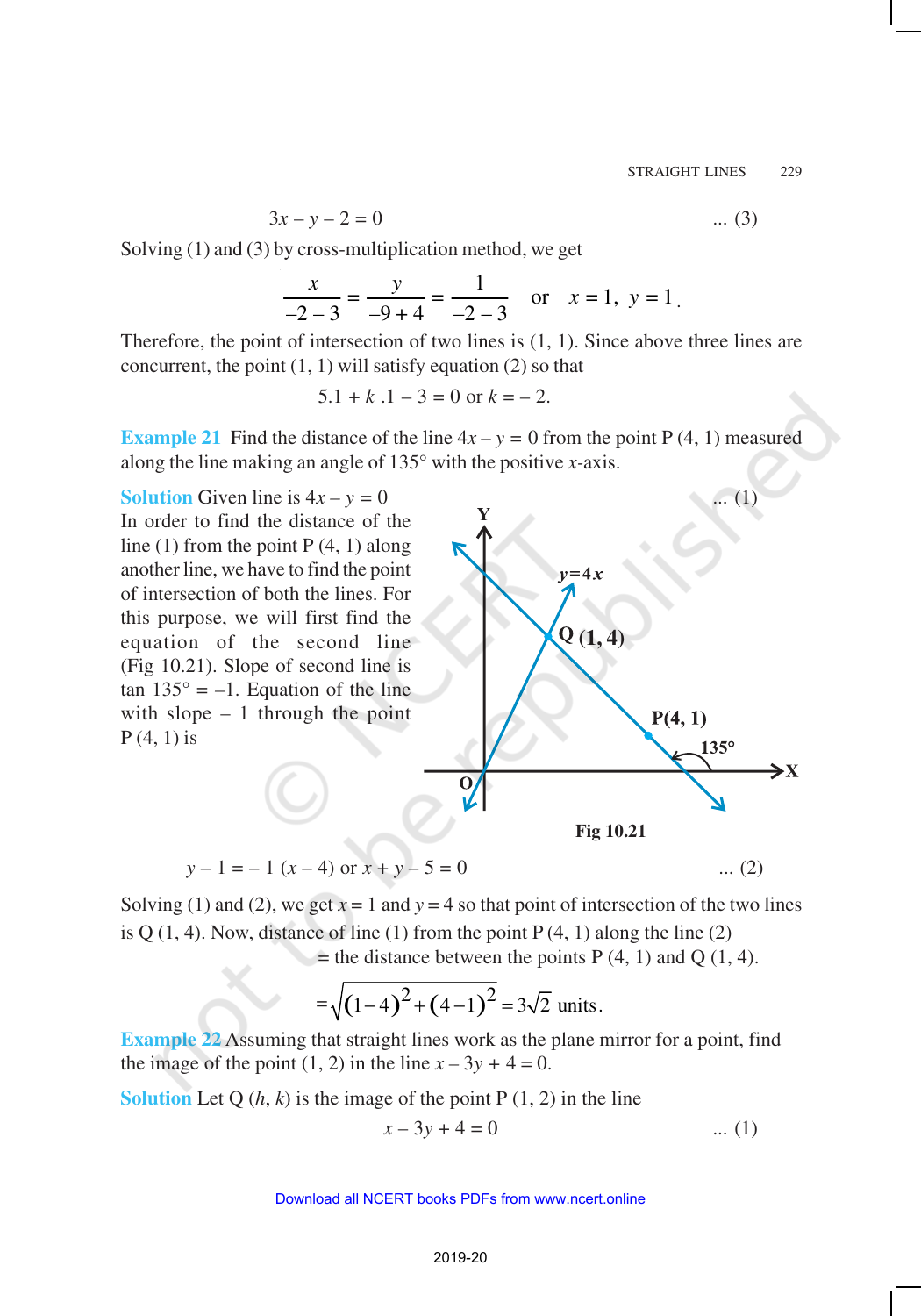$$3x - y - 2 = 0 \qquad \text{... (3)}$$

Solving (1) and (3) by cross-multiplication method, we get

$$\frac{x}{-2-3} = \frac{y}{-9+4} = \frac{1}{-2-3} \quad \text{or} \quad x = 1,\ y = 1.$$

Therefore, the point of intersection of two lines is (1, 1). Since above three lines are concurrent, the point (1, 1) will satisfy equation (2) so that

$$5.1 + k\,.1 - 3 = 0 \text{ or } k = -2.$$

**Example 21** Find the distance of the line $4x - y = 0$ from the point P (4, 1) measured along the line making an angle of 135° with the positive $x$-axis.

**Solution** Given line is $4x - y = 0$ ... (1)

In order to find the distance of the line (1) from the point P (4, 1) along another line, we have to find the point of intersection of both the lines. For this purpose, we will first find the equation of the second line (Fig 10.21). Slope of second line is tan 135° = –1. Equation of the line with slope – 1 through the point P (4, 1) is

Fig 10.21

$$y - 1 = -1\,(x - 4) \text{ or } x + y - 5 = 0 \qquad \text{... (2)}$$

Solving (1) and (2), we get $x = 1$ and $y = 4$ so that point of intersection of the two lines is Q (1, 4). Now, distance of line (1) from the point P (4, 1) along the line (2)

= the distance between the points P (4, 1) and Q (1, 4).

$$= \sqrt{(1-4)^2 + (4-1)^2} = 3\sqrt{2} \text{ units.}$$

**Example 22** Assuming that straight lines work as the plane mirror for a point, find the image of the point (1, 2) in the line $x - 3y + 4 = 0$.

**Solution** Let Q ($h$, $k$) is the image of the point P (1, 2) in the line

$$x - 3y + 4 = 0 \qquad \text{... (1)}$$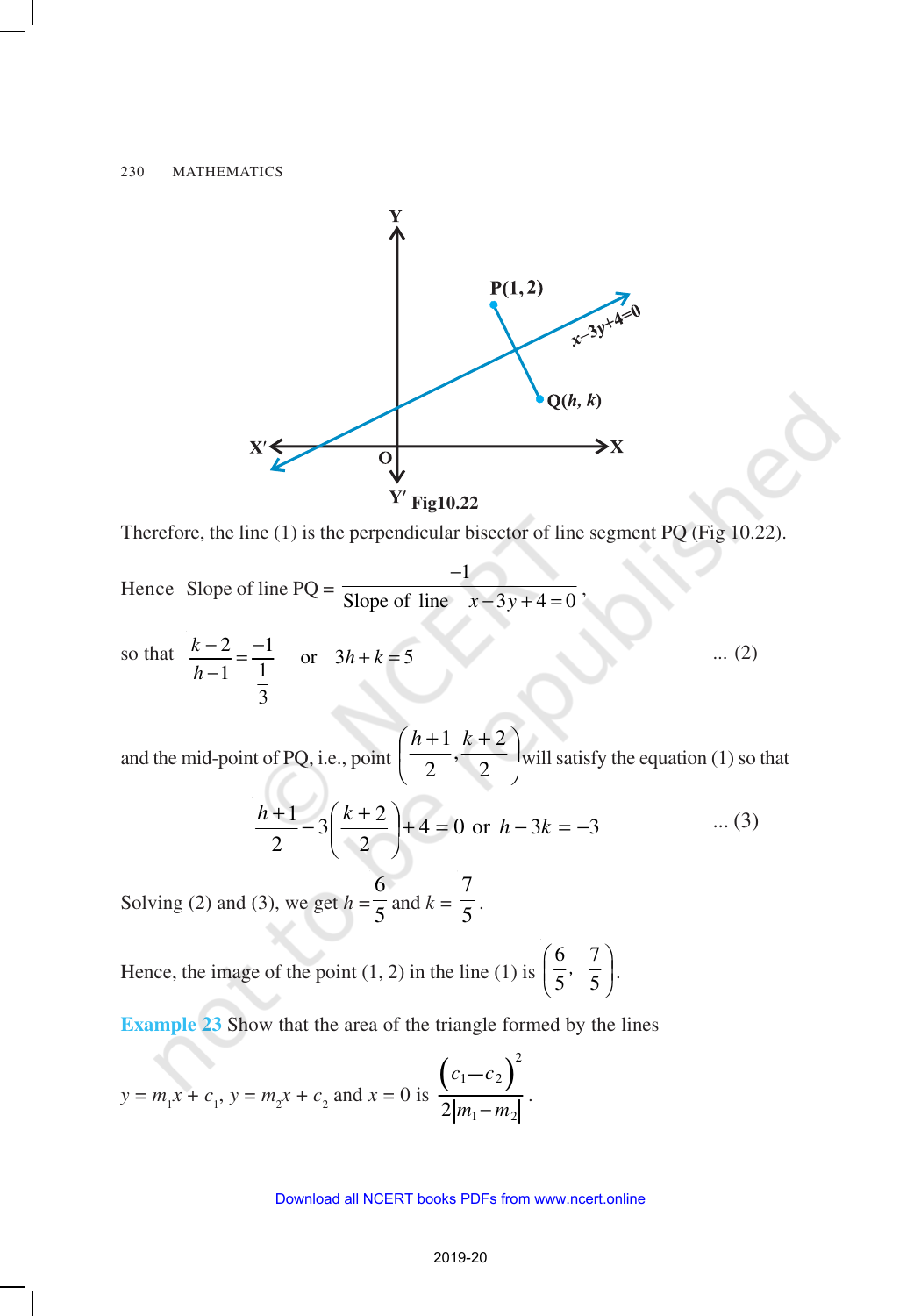Fig10.22

Therefore, the line (1) is the perpendicular bisector of line segment PQ (Fig 10.22).

Hence Slope of line PQ = $\dfrac{-1}{\text{Slope of line } x-3y+4=0}$,

so that $\dfrac{k-2}{h-1} = \dfrac{-1}{\frac{1}{3}}$ or $3h+k=5$ ... (2)

and the mid-point of PQ, i.e., point $\left(\dfrac{h+1}{2}, \dfrac{k+2}{2}\right)$ will satisfy the equation (1) so that

$$\frac{h+1}{2} - 3\left(\frac{k+2}{2}\right) + 4 = 0 \text{ or } h - 3k = -3 \quad \text{... (3)}$$

Solving (2) and (3), we get $h = \dfrac{6}{5}$ and $k = \dfrac{7}{5}$.

Hence, the image of the point (1, 2) in the line (1) is $\left(\dfrac{6}{5}, \dfrac{7}{5}\right)$.

**Example 23** Show that the area of the triangle formed by the lines

$y = m_1x + c_1$, $y = m_2x + c_2$ and $x = 0$ is $\dfrac{(c_1 - c_2)^2}{2|m_1 - m_2|}$.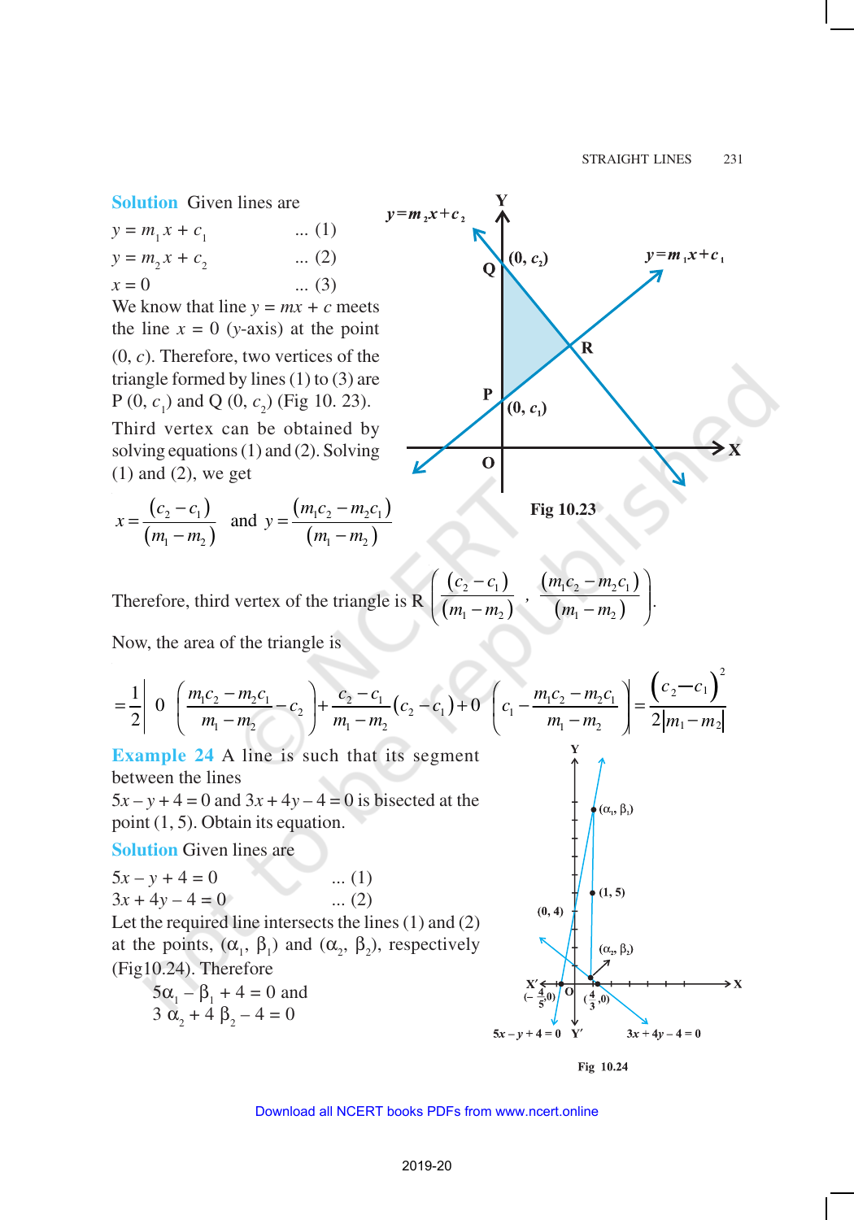**Solution** Given lines are

$y = m_1 x + c_1$ ... (1)

$y = m_2 x + c_2$ ... (2)

$x = 0$ ... (3)

We know that line $y = mx + c$ meets the line $x = 0$ ($y$-axis) at the point $(0, c)$. Therefore, two vertices of the triangle formed by lines (1) to (3) are P $(0, c_1)$ and Q $(0, c_2)$ (Fig 10. 23).

Third vertex can be obtained by solving equations (1) and (2). Solving (1) and (2), we get

$$x = \frac{(c_2 - c_1)}{(m_1 - m_2)} \text{ and } y = \frac{(m_1 c_2 - m_2 c_1)}{(m_1 - m_2)}$$

Fig 10.23

Therefore, third vertex of the triangle is R $\left( \frac{(c_2 - c_1)}{(m_1 - m_2)}, \frac{(m_1 c_2 - m_2 c_1)}{(m_1 - m_2)} \right)$.

Now, the area of the triangle is

$$= \frac{1}{2} \left| 0 \left( \frac{m_1 c_2 - m_2 c_1}{m_1 - m_2} - c_2 \right) + \frac{c_2 - c_1}{m_1 - m_2}(c_2 - c_1) + 0 \left( c_1 - \frac{m_1 c_2 - m_2 c_1}{m_1 - m_2} \right) \right| = \frac{(c_2 - c_1)^2}{2|m_1 - m_2|}$$

**Example 24** A line is such that its segment between the lines $5x - y + 4 = 0$ and $3x + 4y - 4 = 0$ is bisected at the point $(1, 5)$. Obtain its equation.

**Solution** Given lines are

$5x - y + 4 = 0$ ... (1)

$3x + 4y - 4 = 0$ ... (2)

Let the required line intersects the lines (1) and (2) at the points, $(\alpha_1, \beta_1)$ and $(\alpha_2, \beta_2)$, respectively (Fig10.24). Therefore

$5\alpha_1 - \beta_1 + 4 = 0$ and

$3\alpha_2 + 4\beta_2 - 4 = 0$

Fig 10.24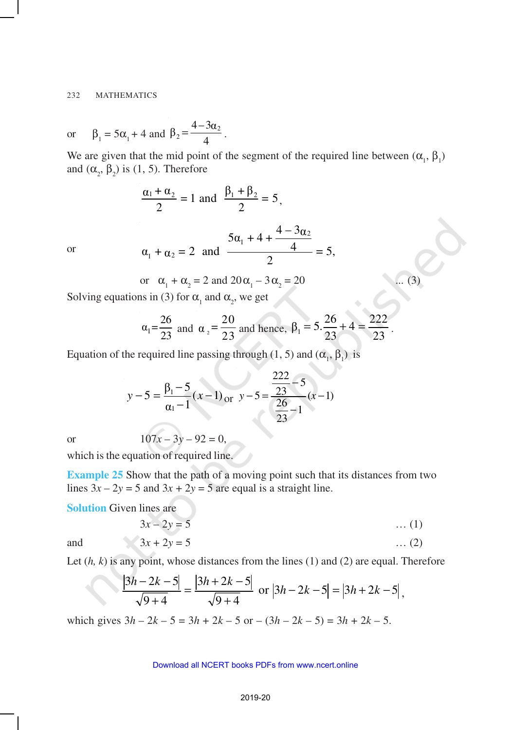or $\beta_1 = 5\alpha_1 + 4$ and $\beta_2 = \dfrac{4 - 3\alpha_2}{4}$.

We are given that the mid point of the segment of the required line between $(\alpha_1, \beta_1)$ and $(\alpha_2, \beta_2)$ is $(1, 5)$. Therefore

$$\frac{\alpha_1 + \alpha_2}{2} = 1 \text{ and } \frac{\beta_1 + \beta_2}{2} = 5,$$

or
$$\alpha_1 + \alpha_2 = 2 \text{ and } \frac{5\alpha_1 + 4 + \dfrac{4 - 3\alpha_2}{4}}{2} = 5,$$

$$\text{or} \quad \alpha_1 + \alpha_2 = 2 \text{ and } 20\alpha_1 - 3\alpha_2 = 20 \qquad \text{... (3)}$$

Solving equations in (3) for $\alpha_1$ and $\alpha_2$, we get

$$\alpha_1 = \frac{26}{23} \text{ and } \alpha_2 = \frac{20}{23} \text{ and hence, } \beta_1 = 5.\frac{26}{23} + 4 = \frac{222}{23}.$$

Equation of the required line passing through $(1, 5)$ and $(\alpha_1, \beta_1)$ is

$$y - 5 = \frac{\beta_1 - 5}{\alpha_1 - 1}(x - 1) \text{ or } y - 5 = \frac{\dfrac{222}{23} - 5}{\dfrac{26}{23} - 1}(x - 1)$$

or $\qquad 107x - 3y - 92 = 0,$

which is the equation of required line.

**Example 25** Show that the path of a moving point such that its distances from two lines $3x - 2y = 5$ and $3x + 2y = 5$ are equal is a straight line.

**Solution** Given lines are

$$3x - 2y = 5 \qquad \text{… (1)}$$

and
$$3x + 2y = 5 \qquad \text{… (2)}$$

Let $(h, k)$ is any point, whose distances from the lines (1) and (2) are equal. Therefore

$$\frac{|3h - 2k - 5|}{\sqrt{9 + 4}} = \frac{|3h + 2k - 5|}{\sqrt{9 + 4}} \text{ or } |3h - 2k - 5| = |3h + 2k - 5|,$$

which gives $3h - 2k - 5 = 3h + 2k - 5$ or $-(3h - 2k - 5) = 3h + 2k - 5$.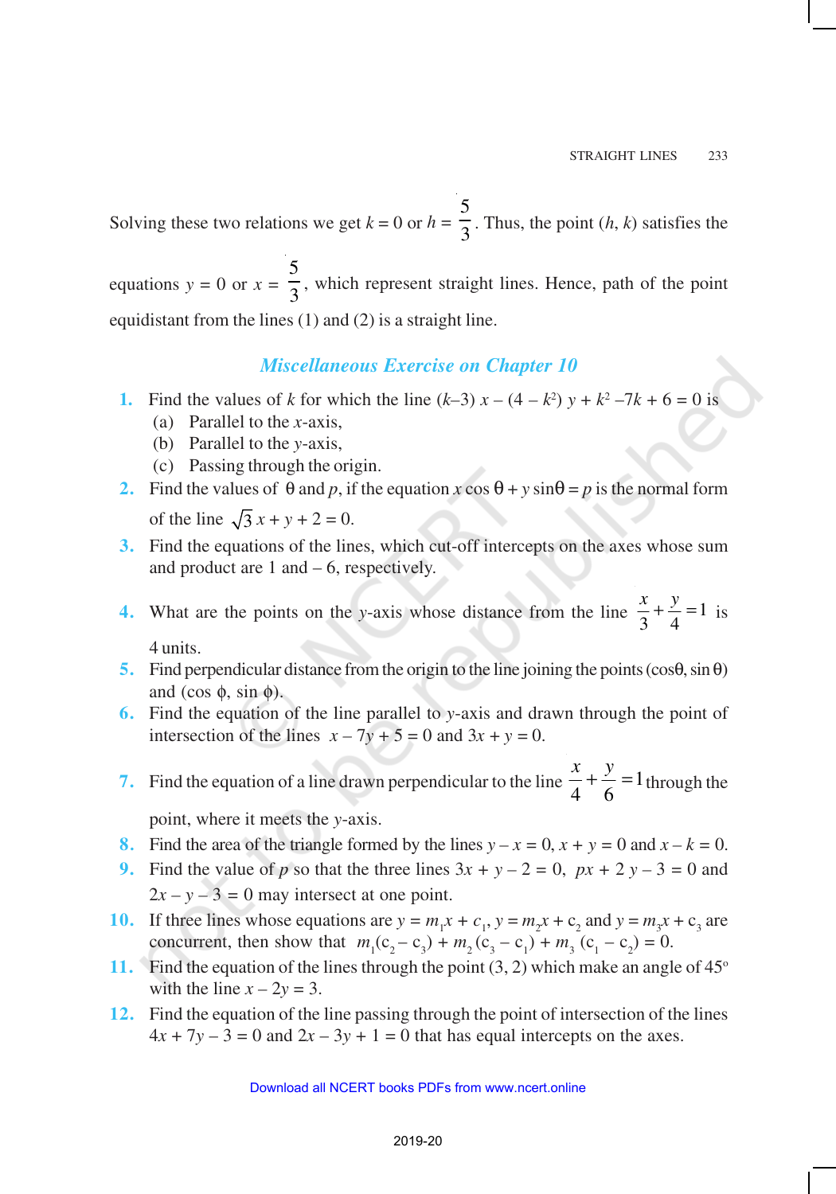Solving these two relations we get $k = 0$ or $h = \frac{5}{3}$. Thus, the point $(h, k)$ satisfies the equations $y = 0$ or $x = \frac{5}{3}$, which represent straight lines. Hence, path of the point equidistant from the lines (1) and (2) is a straight line.

## *Miscellaneous Exercise on Chapter 10*

1. Find the values of $k$ for which the line $(k-3)\, x - (4 - k^2)\, y + k^2 - 7k + 6 = 0$ is
   (a) Parallel to the $x$-axis,
   (b) Parallel to the $y$-axis,
   (c) Passing through the origin.
2. Find the values of $\theta$ and $p$, if the equation $x \cos \theta + y \sin\theta = p$ is the normal form of the line $\sqrt{3}\, x + y + 2 = 0$.
3. Find the equations of the lines, which cut-off intercepts on the axes whose sum and product are 1 and – 6, respectively.
4. What are the points on the $y$-axis whose distance from the line $\frac{x}{3} + \frac{y}{4} = 1$ is 4 units.
5. Find perpendicular distance from the origin to the line joining the points $(\cos\theta, \sin \theta)$ and $(\cos \phi, \sin \phi)$.
6. Find the equation of the line parallel to $y$-axis and drawn through the point of intersection of the lines $x - 7y + 5 = 0$ and $3x + y = 0$.
7. Find the equation of a line drawn perpendicular to the line $\frac{x}{4} + \frac{y}{6} = 1$ through the point, where it meets the $y$-axis.
8. Find the area of the triangle formed by the lines $y - x = 0$, $x + y = 0$ and $x - k = 0$.
9. Find the value of $p$ so that the three lines $3x + y - 2 = 0$, $px + 2\, y - 3 = 0$ and $2x - y - 3 = 0$ may intersect at one point.
10. If three lines whose equations are $y = m_1x + c_1$, $y = m_2x + c_2$ and $y = m_3x + c_3$ are concurrent, then show that $m_1(c_2 - c_3) + m_2\,(c_3 - c_1) + m_3\,(c_1 - c_2) = 0$.
11. Find the equation of the lines through the point (3, 2) which make an angle of 45° with the line $x - 2y = 3$.
12. Find the equation of the line passing through the point of intersection of the lines $4x + 7y - 3 = 0$ and $2x - 3y + 1 = 0$ that has equal intercepts on the axes.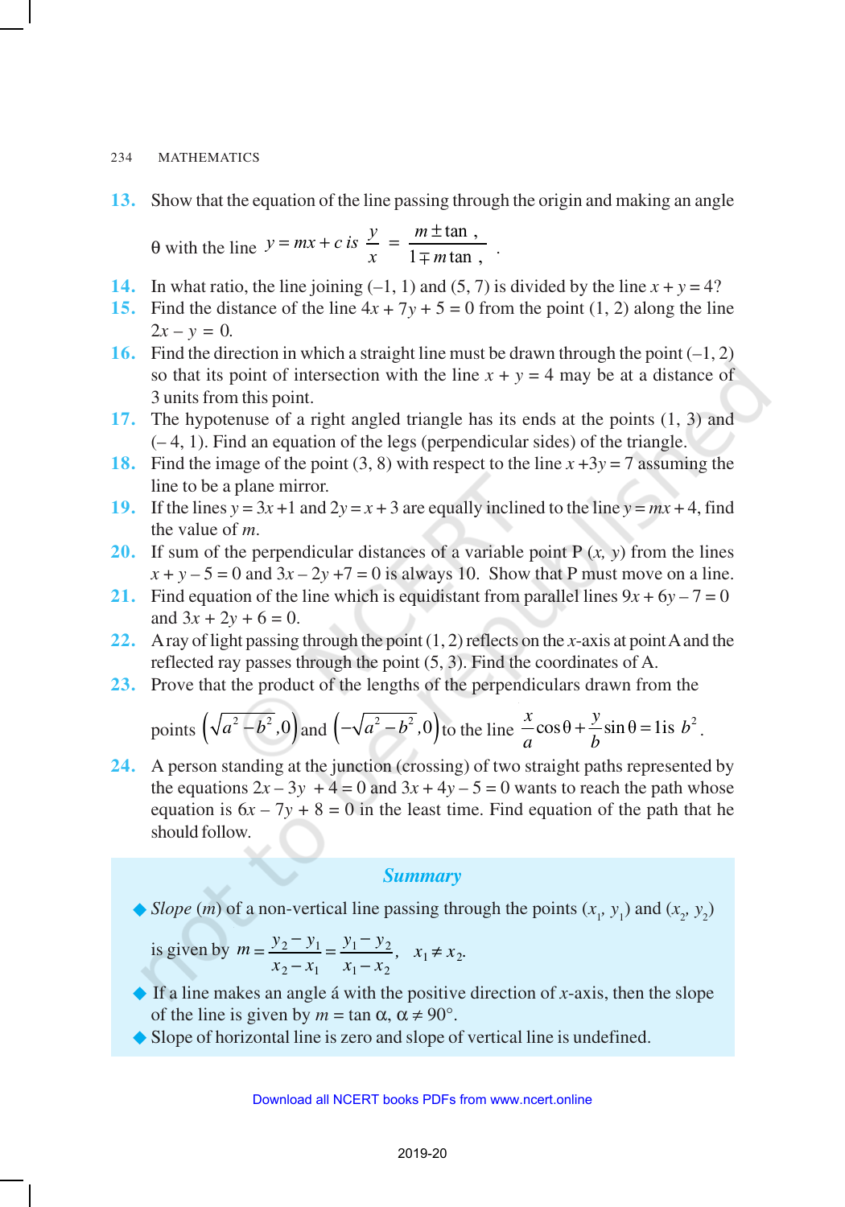13. Show that the equation of the line passing through the origin and making an angle $\theta$ with the line $y = mx + c$ is $\frac{y}{x} = \frac{m \pm \tan \theta}{1 \mp m \tan \theta}$.

14. In what ratio, the line joining (–1, 1) and (5, 7) is divided by the line $x + y = 4$?

15. Find the distance of the line $4x + 7y + 5 = 0$ from the point (1, 2) along the line $2x - y = 0$.

16. Find the direction in which a straight line must be drawn through the point (–1, 2) so that its point of intersection with the line $x + y = 4$ may be at a distance of 3 units from this point.

17. The hypotenuse of a right angled triangle has its ends at the points (1, 3) and (– 4, 1). Find an equation of the legs (perpendicular sides) of the triangle.

18. Find the image of the point (3, 8) with respect to the line $x + 3y = 7$ assuming the line to be a plane mirror.

19. If the lines $y = 3x + 1$ and $2y = x + 3$ are equally inclined to the line $y = mx + 4$, find the value of $m$.

20. If sum of the perpendicular distances of a variable point P $(x, y)$ from the lines $x + y - 5 = 0$ and $3x - 2y + 7 = 0$ is always 10. Show that P must move on a line.

21. Find equation of the line which is equidistant from parallel lines $9x + 6y - 7 = 0$ and $3x + 2y + 6 = 0$.

22. A ray of light passing through the point (1, 2) reflects on the $x$-axis at point A and the reflected ray passes through the point (5, 3). Find the coordinates of A.

23. Prove that the product of the lengths of the perpendiculars drawn from the points $\left(\sqrt{a^2 - b^2}, 0\right)$ and $\left(-\sqrt{a^2 - b^2}, 0\right)$ to the line $\frac{x}{a}\cos\theta + \frac{y}{b}\sin\theta = 1$ is $b^2$.

24. A person standing at the junction (crossing) of two straight paths represented by the equations $2x - 3y + 4 = 0$ and $3x + 4y - 5 = 0$ wants to reach the path whose equation is $6x - 7y + 8 = 0$ in the least time. Find equation of the path that he should follow.

## Summary

- *Slope* $(m)$ of a non-vertical line passing through the points $(x_1, y_1)$ and $(x_2, y_2)$ is given by $m = \frac{y_2 - y_1}{x_2 - x_1} = \frac{y_1 - y_2}{x_1 - x_2}$, $x_1 \neq x_2$.
- If a line makes an angle $\alpha$ with the positive direction of $x$-axis, then the slope of the line is given by $m = \tan \alpha$, $\alpha \neq 90°$.
- Slope of horizontal line is zero and slope of vertical line is undefined.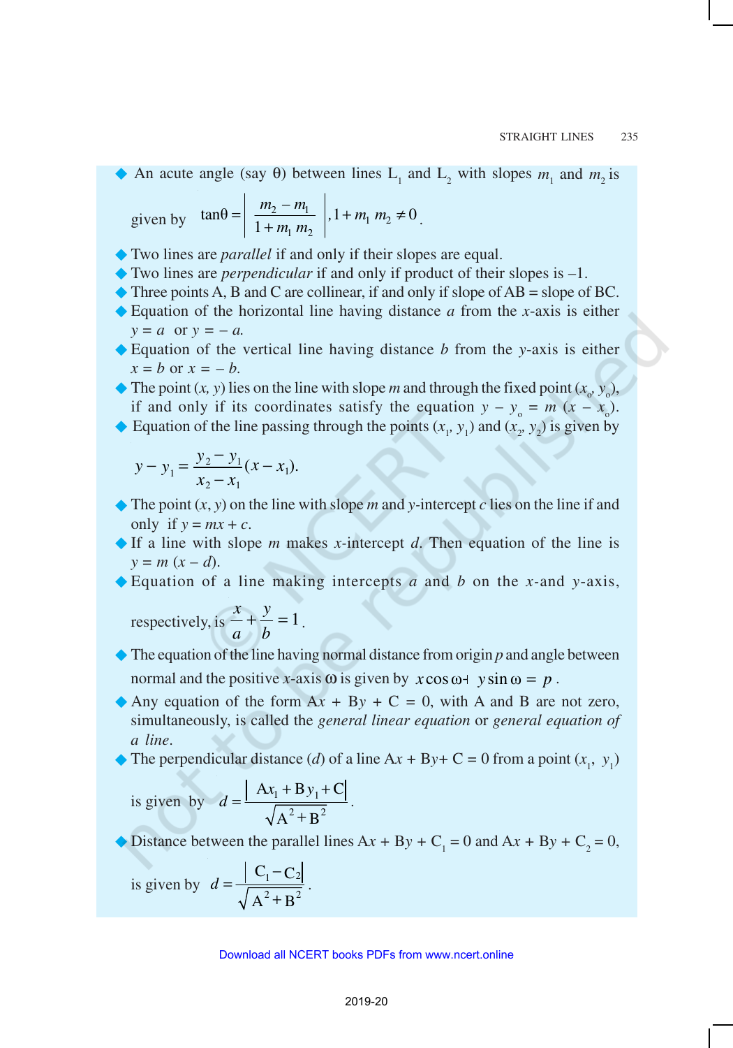- An acute angle (say θ) between lines $L_1$ and $L_2$ with slopes $m_1$ and $m_2$ is given by $\tan\theta = \left|\dfrac{m_2 - m_1}{1 + m_1 m_2}\right|, 1 + m_1 m_2 \neq 0$.
- Two lines are *parallel* if and only if their slopes are equal.
- Two lines are *perpendicular* if and only if product of their slopes is –1.
- Three points A, B and C are collinear, if and only if slope of AB = slope of BC.
- Equation of the horizontal line having distance $a$ from the $x$-axis is either $y = a$ or $y = -a$.
- Equation of the vertical line having distance $b$ from the $y$-axis is either $x = b$ or $x = -b$.
- The point $(x, y)$ lies on the line with slope $m$ and through the fixed point $(x_o, y_o)$, if and only if its coordinates satisfy the equation $y - y_o = m(x - x_o)$.
- Equation of the line passing through the points $(x_1, y_1)$ and $(x_2, y_2)$ is given by

$$y - y_1 = \frac{y_2 - y_1}{x_2 - x_1}(x - x_1).$$

- The point $(x, y)$ on the line with slope $m$ and $y$-intercept $c$ lies on the line if and only if $y = mx + c$.
- If a line with slope $m$ makes $x$-intercept $d$. Then equation of the line is $y = m(x - d)$.
- Equation of a line making intercepts $a$ and $b$ on the $x$-and $y$-axis, respectively, is $\dfrac{x}{a} + \dfrac{y}{b} = 1$.
- The equation of the line having normal distance from origin $p$ and angle between normal and the positive $x$-axis $\omega$ is given by $x\cos\omega + y\sin\omega = p$.
- Any equation of the form A$x$ + B$y$ + C = 0, with A and B are not zero, simultaneously, is called the *general linear equation* or *general equation of a line*.
- The perpendicular distance ($d$) of a line A$x$ + B$y$+ C = 0 from a point $(x_1, y_1)$ is given by $d = \dfrac{|Ax_1 + By_1 + C|}{\sqrt{A^2 + B^2}}$.
- Distance between the parallel lines $Ax + By + C_1 = 0$ and $Ax + By + C_2 = 0$, is given by $d = \dfrac{|C_1 - C_2|}{\sqrt{A^2 + B^2}}$.